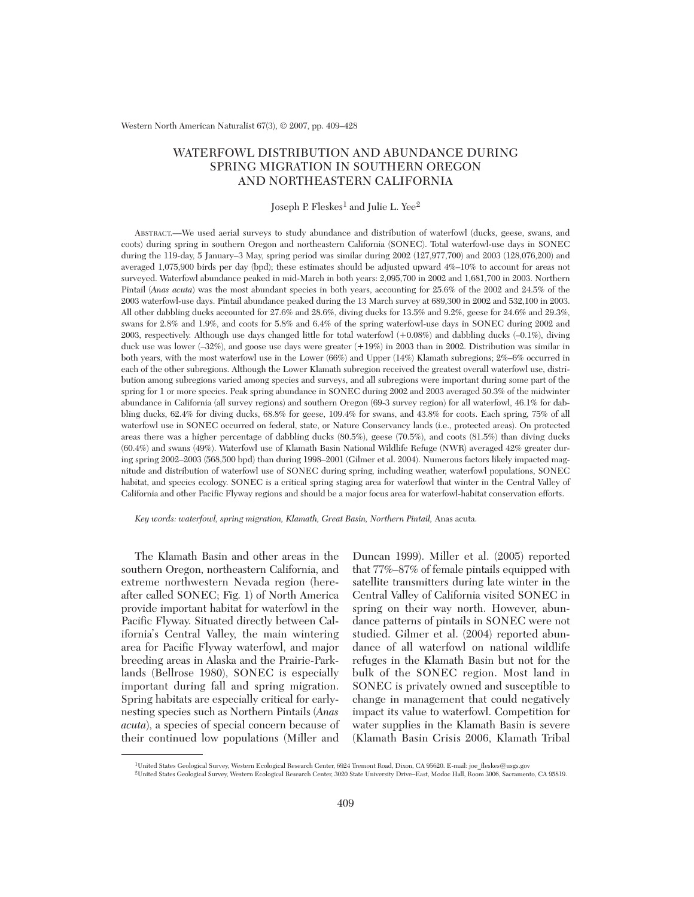# WATERFOWL DISTRIBUTION AND ABUNDANCE DURING SPRING MIGRATION IN SOUTHERN OREGON AND NORTHEASTERN CALIFORNIA

Joseph P. Fleskes[1] and Julie L. Yee[2]

ABSTRACT.—We used aerial surveys to study abundance and distribution of waterfowl (ducks, geese, swans, and coots) during spring in southern Oregon and northeastern California (SONEC). Total waterfowl-use days in SONEC during the 119-day, 5 January–3 May, spring period was similar during 2002 (127,977,700) and 2003 (128,076,200) and averaged 1,075,900 birds per day (bpd); these estimates should be adjusted upward 4%–10% to account for areas not surveyed. Waterfowl abundance peaked in mid-March in both years: 2,095,700 in 2002 and 1,681,700 in 2003. Northern Pintail (*Anas acuta*) was the most abundant species in both years, accounting for 25.6% of the 2002 and 24.5% of the 2003 waterfowl-use days. Pintail abundance peaked during the 13 March survey at 689,300 in 2002 and 532,100 in 2003. All other dabbling ducks accounted for 27.6% and 28.6%, diving ducks for 13.5% and 9.2%, geese for 24.6% and 29.3%, swans for 2.8% and 1.9%, and coots for 5.8% and 6.4% of the spring waterfowl-use days in SONEC during 2002 and 2003, respectively. Although use days changed little for total waterfowl (+0.08%) and dabbling ducks (–0.1%), diving duck use was lower (–32%), and goose use days were greater (+19%) in 2003 than in 2002. Distribution was similar in both years, with the most waterfowl use in the Lower (66%) and Upper (14%) Klamath subregions; 2%–6% occurred in each of the other subregions. Although the Lower Klamath subregion received the greatest overall waterfowl use, distribution among subregions varied among species and surveys, and all subregions were important during some part of the spring for 1 or more species. Peak spring abundance in SONEC during 2002 and 2003 averaged 50.3% of the midwinter abundance in California (all survey regions) and southern Oregon (69-3 survey region) for all waterfowl, 46.1% for dabbling ducks, 62.4% for diving ducks, 68.8% for geese, 109.4% for swans, and 43.8% for coots. Each spring, 75% of all waterfowl use in SONEC occurred on federal, state, or Nature Conservancy lands (i.e., protected areas). On protected areas there was a higher percentage of dabbling ducks (80.5%), geese (70.5%), and coots (81.5%) than diving ducks (60.4%) and swans (49%). Waterfowl use of Klamath Basin National Wildlife Refuge (NWR) averaged 42% greater during spring 2002–2003 (568,500 bpd) than during 1998–2001 (Gilmer et al. 2004). Numerous factors likely impacted magnitude and distribution of waterfowl use of SONEC during spring, including weather, waterfowl populations, SONEC habitat, and species ecology. SONEC is a critical spring staging area for waterfowl that winter in the Central Valley of California and other Pacific Flyway regions and should be a major focus area for waterfowl-habitat conservation efforts.

*Key words: waterfowl, spring migration, Klamath, Great Basin, Northern Pintail,* Anas acuta.

The Klamath Basin and other areas in the southern Oregon, northeastern California, and extreme northwestern Nevada region (hereafter called SONEC; Fig. 1) of North America provide important habitat for waterfowl in the Pacific Flyway. Situated directly between California's Central Valley, the main wintering area for Pacific Flyway waterfowl, and major breeding areas in Alaska and the Prairie-Parklands (Bellrose 1980), SONEC is especially important during fall and spring migration. Spring habitats are especially critical for early-nesting species such as Northern Pintails (*Anas acuta*), a species of special concern because of their continued low populations (Miller and Duncan 1999). Miller et al. (2005) reported that 77%–87% of female pintails equipped with satellite transmitters during late winter in the Central Valley of California visited SONEC in spring on their way north. However, abundance patterns of pintails in SONEC were not studied. Gilmer et al. (2004) reported abundance of all waterfowl on national wildlife refuges in the Klamath Basin but not for the bulk of the SONEC region. Most land in SONEC is privately owned and susceptible to change in management that could negatively impact its value to waterfowl. Competition for water supplies in the Klamath Basin is severe (Klamath Basin Crisis 2006, Klamath Tribal

[1]United States Geological Survey, Western Ecological Research Center, 6924 Tremont Road, Dixon, CA 95620. E-mail: joe_fleskes@usgs.gov

[2]United States Geological Survey, Western Ecological Research Center, 3020 State University Drive–East, Modoc Hall, Room 3006, Sacramento, CA 95819.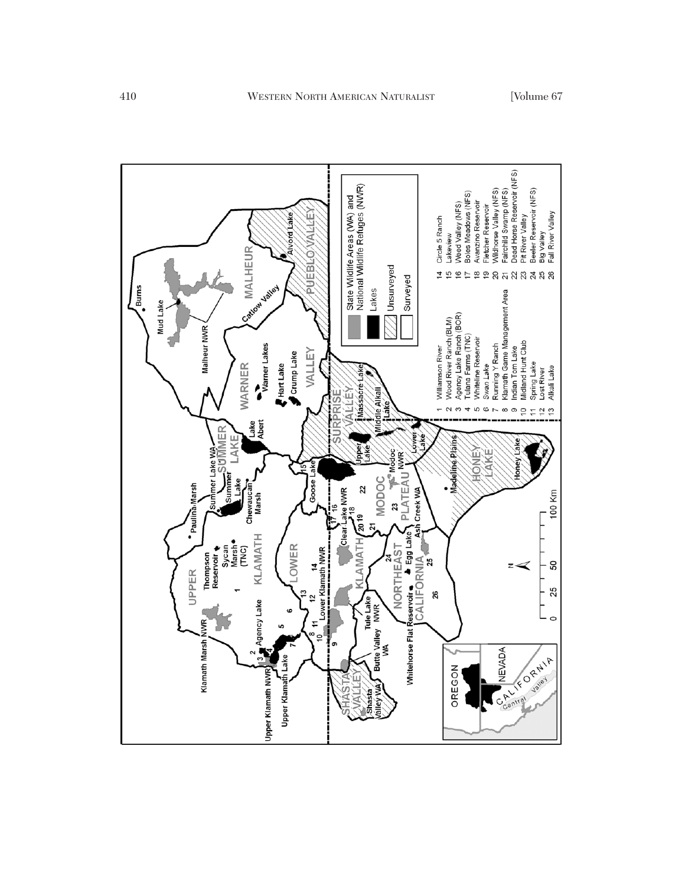State Wildlife Areas (WA) and National Wildlife Refuges (NWR)

Lakes

Unsurveyed

Surveyed

1. Williamson River
2. Wood River Ranch (BLM)
3. Agency Lake Ranch (BOR)
4. Tulana Farms (TNC)
5. Whiteline Reservoir
6. Swan Lake
7. Running Y Ranch
8. Klamath Game Management Area
9. Indian Tom Lake
10. Midland Hunt Club
11. Spring Lake
12. Lost River
13. Alkali Lake
14. Circle 5 Ranch
15. Lakeview
16. Weed Valley (NFS)
17. Boles Meadows (NFS)
18. Avanzino Reservoir
19. Fletcher Reservoir
20. Wildhorse Valley (NFS)
21. Fairchild Swamp (NFS)
22. Dead Horse Reservoir (NFS)
23. Pit River Valley
24. Beeler Reservoir (NFS)
25. Big Valley
26. Fall River Valley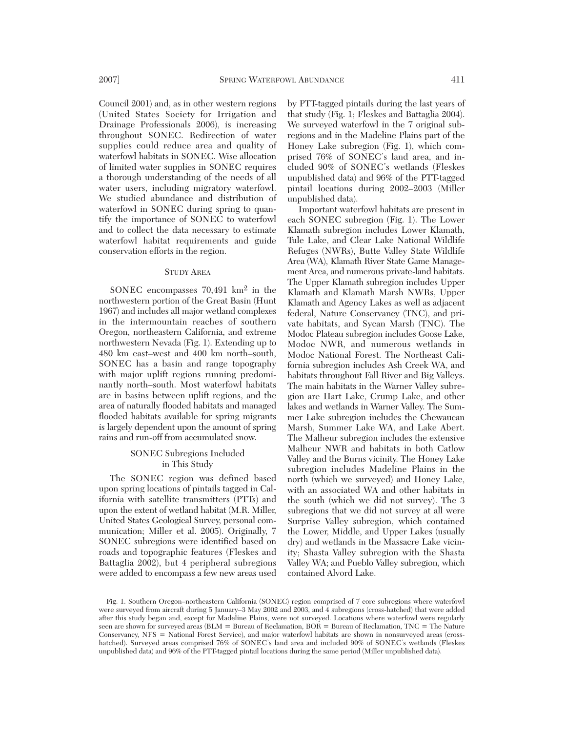Council 2001) and, as in other western regions (United States Society for Irrigation and Drainage Professionals 2006), is increasing throughout SONEC. Redirection of water supplies could reduce area and quality of waterfowl habitats in SONEC. Wise allocation of limited water supplies in SONEC requires a thorough understanding of the needs of all water users, including migratory waterfowl. We studied abundance and distribution of waterfowl in SONEC during spring to quantify the importance of SONEC to waterfowl and to collect the data necessary to estimate waterfowl habitat requirements and guide conservation efforts in the region.

## Study Area

SONEC encompasses 70,491 km$^2$ in the northwestern portion of the Great Basin (Hunt 1967) and includes all major wetland complexes in the intermountain reaches of southern Oregon, northeastern California, and extreme northwestern Nevada (Fig. 1). Extending up to 480 km east–west and 400 km north–south, SONEC has a basin and range topography with major uplift regions running predominantly north–south. Most waterfowl habitats are in basins between uplift regions, and the area of naturally flooded habitats and managed flooded habitats available for spring migrants is largely dependent upon the amount of spring rains and run-off from accumulated snow.

### SONEC Subregions Included in This Study

The SONEC region was defined based upon spring locations of pintails tagged in California with satellite transmitters (PTTs) and upon the extent of wetland habitat (M.R. Miller, United States Geological Survey, personal communication; Miller et al. 2005). Originally, 7 SONEC subregions were identified based on roads and topographic features (Fleskes and Battaglia 2002), but 4 peripheral subregions were added to encompass a few new areas used by PTT-tagged pintails during the last years of that study (Fig. 1; Fleskes and Battaglia 2004). We surveyed waterfowl in the 7 original subregions and in the Madeline Plains part of the Honey Lake subregion (Fig. 1), which comprised 76% of SONEC's land area, and included 90% of SONEC's wetlands (Fleskes unpublished data) and 96% of the PTT-tagged pintail locations during 2002–2003 (Miller unpublished data).

Important waterfowl habitats are present in each SONEC subregion (Fig. 1). The Lower Klamath subregion includes Lower Klamath, Tule Lake, and Clear Lake National Wildlife Refuges (NWRs), Butte Valley State Wildlife Area (WA), Klamath River State Game Management Area, and numerous private-land habitats. The Upper Klamath subregion includes Upper Klamath and Klamath Marsh NWRs, Upper Klamath and Agency Lakes as well as adjacent federal, Nature Conservancy (TNC), and private habitats, and Sycan Marsh (TNC). The Modoc Plateau subregion includes Goose Lake, Modoc NWR, and numerous wetlands in Modoc National Forest. The Northeast California subregion includes Ash Creek WA, and habitats throughout Fall River and Big Valleys. The main habitats in the Warner Valley subregion are Hart Lake, Crump Lake, and other lakes and wetlands in Warner Valley. The Summer Lake subregion includes the Chewaucan Marsh, Summer Lake WA, and Lake Abert. The Malheur subregion includes the extensive Malheur NWR and habitats in both Catlow Valley and the Burns vicinity. The Honey Lake subregion includes Madeline Plains in the north (which we surveyed) and Honey Lake, with an associated WA and other habitats in the south (which we did not survey). The 3 subregions that we did not survey at all were Surprise Valley subregion, which contained the Lower, Middle, and Upper Lakes (usually dry) and wetlands in the Massacre Lake vicinity; Shasta Valley subregion with the Shasta Valley WA; and Pueblo Valley subregion, which contained Alvord Lake.

Fig. 1. Southern Oregon–northeastern California (SONEC) region comprised of 7 core subregions where waterfowl were surveyed from aircraft during 5 January–3 May 2002 and 2003, and 4 subregions (cross-hatched) that were added after this study began and, except for Madeline Plains, were not surveyed. Locations where waterfowl were regularly seen are shown for surveyed areas (BLM = Bureau of Reclamation, BOR = Bureau of Reclamation, TNC = The Nature Conservancy, NFS = National Forest Service), and major waterfowl habitats are shown in nonsurveyed areas (cross-hatched). Surveyed areas comprised 76% of SONEC's land area and included 90% of SONEC's wetlands (Fleskes unpublished data) and 96% of the PTT-tagged pintail locations during the same period (Miller unpublished data).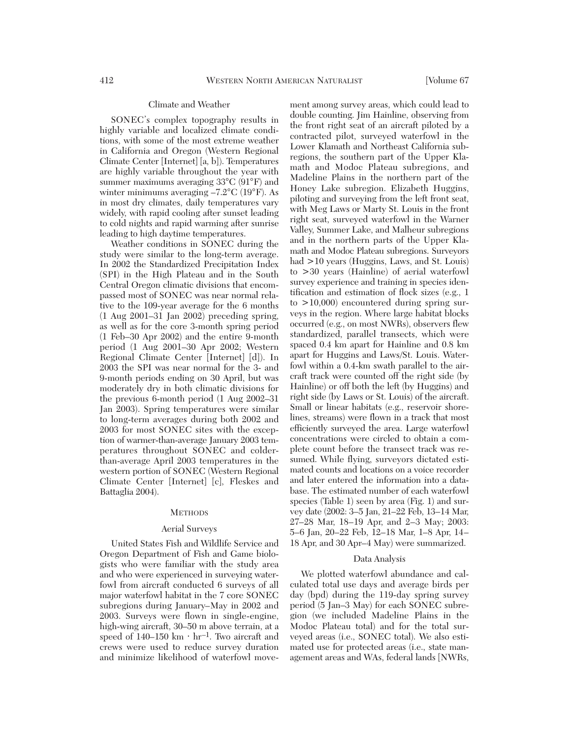### Climate and Weather

SONEC's complex topography results in highly variable and localized climate conditions, with some of the most extreme weather in California and Oregon (Western Regional Climate Center [Internet] [a, b]). Temperatures are highly variable throughout the year with summer maximums averaging 33°C (91°F) and winter minimums averaging –7.2°C (19°F). As in most dry climates, daily temperatures vary widely, with rapid cooling after sunset leading to cold nights and rapid warming after sunrise leading to high daytime temperatures.

Weather conditions in SONEC during the study were similar to the long-term average. In 2002 the Standardized Precipitation Index (SPI) in the High Plateau and in the South Central Oregon climatic divisions that encompassed most of SONEC was near normal relative to the 109-year average for the 6 months (1 Aug 2001–31 Jan 2002) preceding spring, as well as for the core 3-month spring period (1 Feb–30 Apr 2002) and the entire 9-month period (1 Aug 2001–30 Apr 2002; Western Regional Climate Center [Internet] [d]). In 2003 the SPI was near normal for the 3- and 9-month periods ending on 30 April, but was moderately dry in both climatic divisions for the previous 6-month period (1 Aug 2002–31 Jan 2003). Spring temperatures were similar to long-term averages during both 2002 and 2003 for most SONEC sites with the exception of warmer-than-average January 2003 temperatures throughout SONEC and colder-than-average April 2003 temperatures in the western portion of SONEC (Western Regional Climate Center [Internet] [c], Fleskes and Battaglia 2004).

## METHODS

### Aerial Surveys

United States Fish and Wildlife Service and Oregon Department of Fish and Game biologists who were familiar with the study area and who were experienced in surveying waterfowl from aircraft conducted 6 surveys of all major waterfowl habitat in the 7 core SONEC subregions during January–May in 2002 and 2003. Surveys were flown in single-engine, high-wing aircraft, 30–50 m above terrain, at a speed of 140–150 km · hr$^{-1}$. Two aircraft and crews were used to reduce survey duration and minimize likelihood of waterfowl movement among survey areas, which could lead to double counting. Jim Hainline, observing from the front right seat of an aircraft piloted by a contracted pilot, surveyed waterfowl in the Lower Klamath and Northeast California subregions, the southern part of the Upper Klamath and Modoc Plateau subregions, and Madeline Plains in the northern part of the Honey Lake subregion. Elizabeth Huggins, piloting and surveying from the left front seat, with Meg Laws or Marty St. Louis in the front right seat, surveyed waterfowl in the Warner Valley, Summer Lake, and Malheur subregions and in the northern parts of the Upper Klamath and Modoc Plateau subregions. Surveyors had >10 years (Huggins, Laws, and St. Louis) to >30 years (Hainline) of aerial waterfowl survey experience and training in species identification and estimation of flock sizes (e.g., 1 to >10,000) encountered during spring surveys in the region. Where large habitat blocks occurred (e.g., on most NWRs), observers flew standardized, parallel transects, which were spaced 0.4 km apart for Hainline and 0.8 km apart for Huggins and Laws/St. Louis. Waterfowl within a 0.4-km swath parallel to the aircraft track were counted off the right side (by Hainline) or off both the left (by Huggins) and right side (by Laws or St. Louis) of the aircraft. Small or linear habitats (e.g., reservoir shorelines, streams) were flown in a track that most efficiently surveyed the area. Large waterfowl concentrations were circled to obtain a complete count before the transect track was resumed. While flying, surveyors dictated estimated counts and locations on a voice recorder and later entered the information into a database. The estimated number of each waterfowl species (Table 1) seen by area (Fig. 1) and survey date (2002: 3–5 Jan, 21–22 Feb, 13–14 Mar, 27–28 Mar, 18–19 Apr, and 2–3 May; 2003: 5–6 Jan, 20–22 Feb, 12–18 Mar, 1–8 Apr, 14–18 Apr, and 30 Apr–4 May) were summarized.

### Data Analysis

We plotted waterfowl abundance and calculated total use days and average birds per day (bpd) during the 119-day spring survey period (5 Jan–3 May) for each SONEC subregion (we included Madeline Plains in the Modoc Plateau total) and for the total surveyed areas (i.e., SONEC total). We also estimated use for protected areas (i.e., state management areas and WAs, federal lands [NWRs,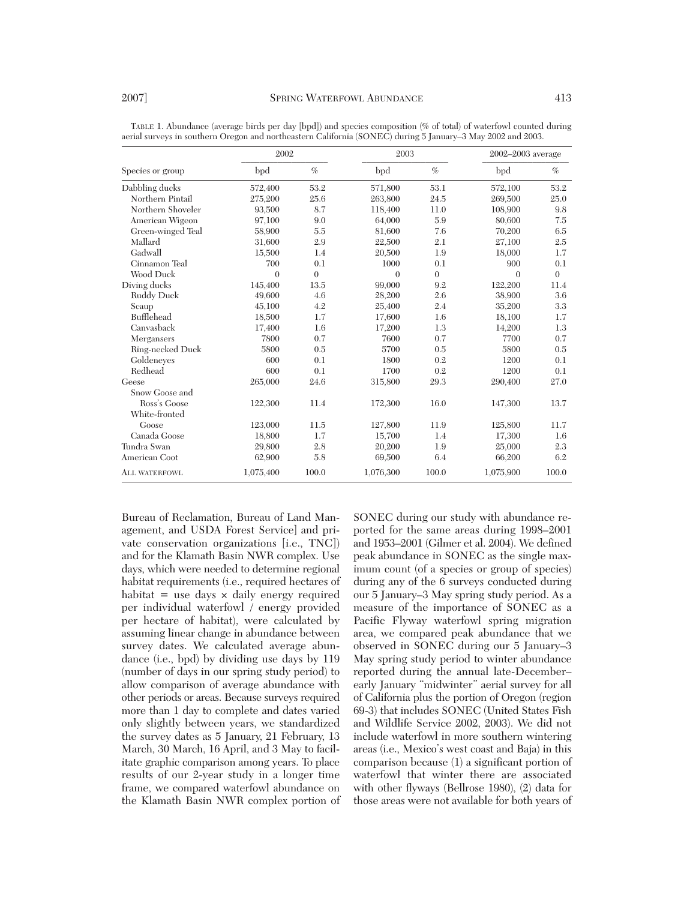TABLE 1. Abundance (average birds per day [bpd]) and species composition (% of total) of waterfowl counted during aerial surveys in southern Oregon and northeastern California (SONEC) during 5 January–3 May 2002 and 2003.

| Species or group | 2002 | | 2003 | | 2002–2003 average | |
|---|---|---|---|---|---|---|
| | bpd | % | bpd | % | bpd | % |
| Dabbling ducks | 572,400 | 53.2 | 571,800 | 53.1 | 572,100 | 53.2 |
| Northern Pintail | 275,200 | 25.6 | 263,800 | 24.5 | 269,500 | 25.0 |
| Northern Shoveler | 93,500 | 8.7 | 118,400 | 11.0 | 108,900 | 9.8 |
| American Wigeon | 97,100 | 9.0 | 64,000 | 5.9 | 80,600 | 7.5 |
| Green-winged Teal | 58,900 | 5.5 | 81,600 | 7.6 | 70,200 | 6.5 |
| Mallard | 31,600 | 2.9 | 22,500 | 2.1 | 27,100 | 2.5 |
| Gadwall | 15,500 | 1.4 | 20,500 | 1.9 | 18,000 | 1.7 |
| Cinnamon Teal | 700 | 0.1 | 1000 | 0.1 | 900 | 0.1 |
| Wood Duck | 0 | 0 | 0 | 0 | 0 | 0 |
| Diving ducks | 145,400 | 13.5 | 99,000 | 9.2 | 122,200 | 11.4 |
| Ruddy Duck | 49,600 | 4.6 | 28,200 | 2.6 | 38,900 | 3.6 |
| Scaup | 45,100 | 4.2 | 25,400 | 2.4 | 35,200 | 3.3 |
| Bufflehead | 18,500 | 1.7 | 17,600 | 1.6 | 18,100 | 1.7 |
| Canvasback | 17,400 | 1.6 | 17,200 | 1.3 | 14,200 | 1.3 |
| Mergansers | 7800 | 0.7 | 7600 | 0.7 | 7700 | 0.7 |
| Ring-necked Duck | 5800 | 0.5 | 5700 | 0.5 | 5800 | 0.5 |
| Goldeneyes | 600 | 0.1 | 1800 | 0.2 | 1200 | 0.1 |
| Redhead | 600 | 0.1 | 1700 | 0.2 | 1200 | 0.1 |
| Geese | 265,000 | 24.6 | 315,800 | 29.3 | 290,400 | 27.0 |
| Snow Goose and Ross's Goose | 122,300 | 11.4 | 172,300 | 16.0 | 147,300 | 13.7 |
| White-fronted Goose | 123,000 | 11.5 | 127,800 | 11.9 | 125,800 | 11.7 |
| Canada Goose | 18,800 | 1.7 | 15,700 | 1.4 | 17,300 | 1.6 |
| Tundra Swan | 29,800 | 2.8 | 20,200 | 1.9 | 25,000 | 2.3 |
| American Coot | 62,900 | 5.8 | 69,500 | 6.4 | 66,200 | 6.2 |
| ALL WATERFOWL | 1,075,400 | 100.0 | 1,076,300 | 100.0 | 1,075,900 | 100.0 |

Bureau of Reclamation, Bureau of Land Management, and USDA Forest Service] and private conservation organizations [i.e., TNC]) and for the Klamath Basin NWR complex. Use days, which were needed to determine regional habitat requirements (i.e., required hectares of habitat = use days × daily energy required per individual waterfowl / energy provided per hectare of habitat), were calculated by assuming linear change in abundance between survey dates. We calculated average abundance (i.e., bpd) by dividing use days by 119 (number of days in our spring study period) to allow comparison of average abundance with other periods or areas. Because surveys required more than 1 day to complete and dates varied only slightly between years, we standardized the survey dates as 5 January, 21 February, 13 March, 30 March, 16 April, and 3 May to facilitate graphic comparison among years. To place results of our 2-year study in a longer time frame, we compared waterfowl abundance on the Klamath Basin NWR complex portion of SONEC during our study with abundance reported for the same areas during 1998–2001 and 1953–2001 (Gilmer et al. 2004). We defined peak abundance in SONEC as the single maximum count (of a species or group of species) during any of the 6 surveys conducted during our 5 January–3 May spring study period. As a measure of the importance of SONEC as a Pacific Flyway waterfowl spring migration area, we compared peak abundance that we observed in SONEC during our 5 January–3 May spring study period to winter abundance reported during the annual late-December–early January "midwinter" aerial survey for all of California plus the portion of Oregon (region 69-3) that includes SONEC (United States Fish and Wildlife Service 2002, 2003). We did not include waterfowl in more southern wintering areas (i.e., Mexico's west coast and Baja) in this comparison because (1) a significant portion of waterfowl that winter there are associated with other flyways (Bellrose 1980), (2) data for those areas were not available for both years of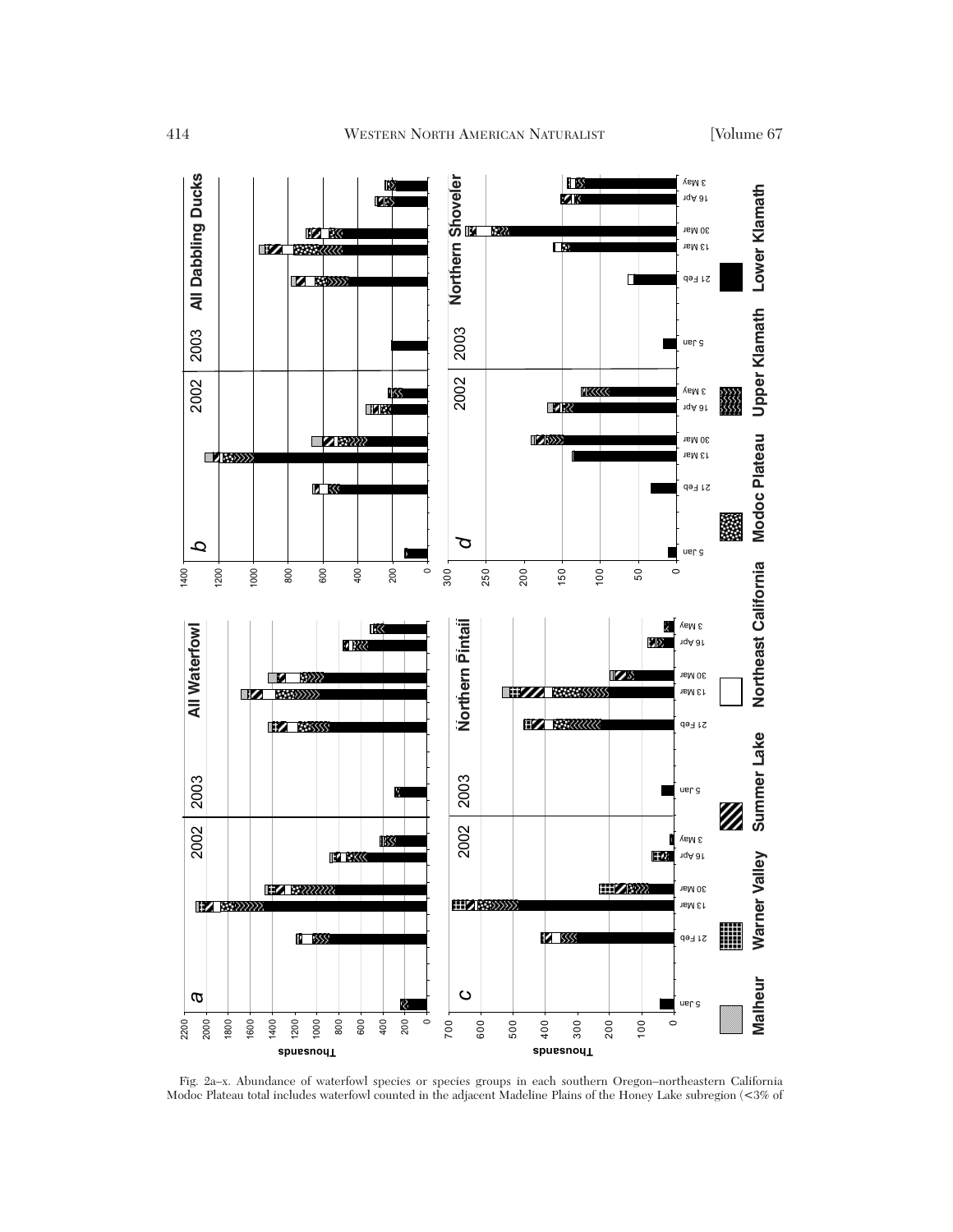Fig. 2a–x. Abundance of waterfowl species or species groups in each southern Oregon–northeastern California Modoc Plateau total includes waterfowl counted in the adjacent Madeline Plains of the Honey Lake subregion (<3% of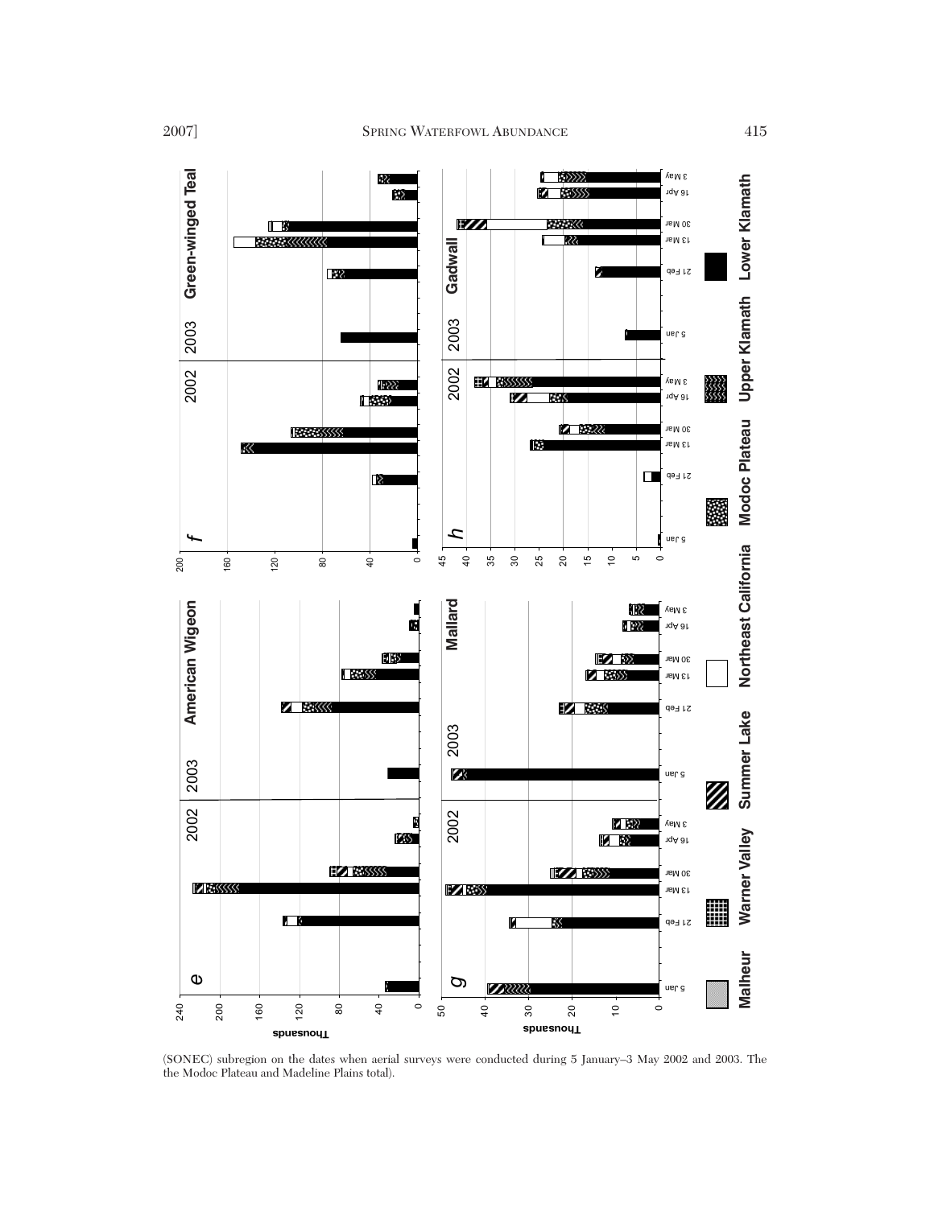(SONEC) subregion on the dates when aerial surveys were conducted during 5 January–3 May 2002 and 2003. The the Modoc Plateau and Madeline Plains total).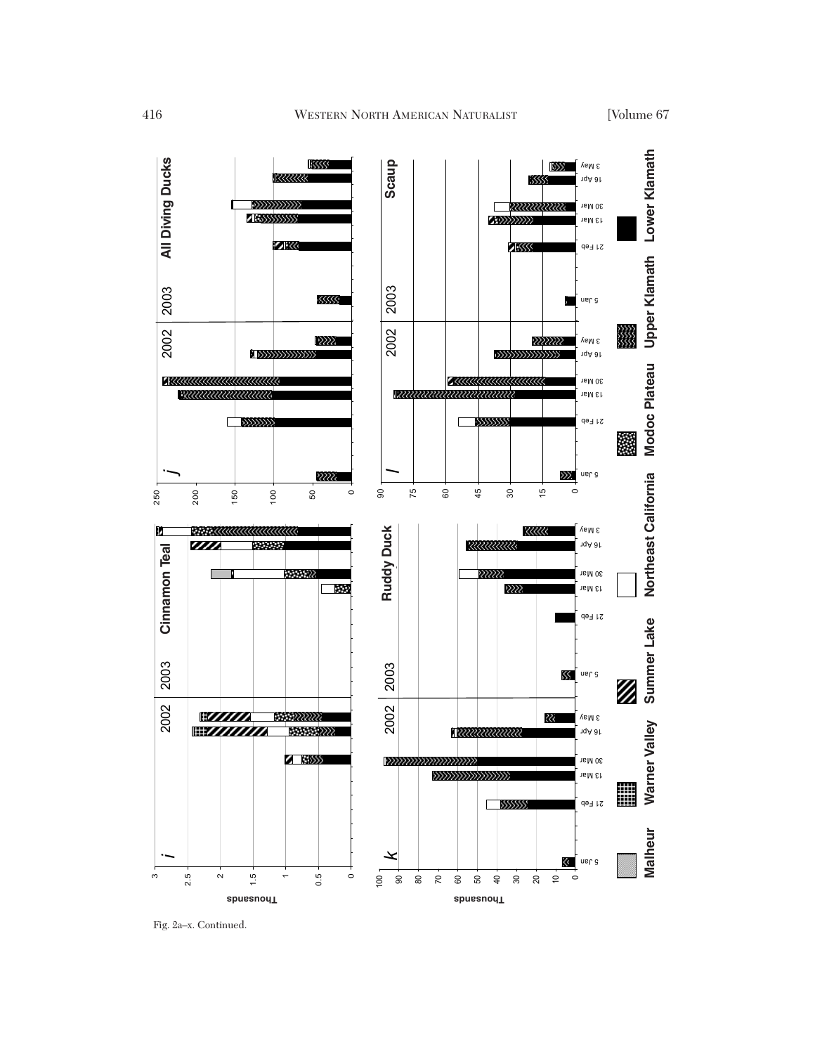Fig. 2a–x. Continued.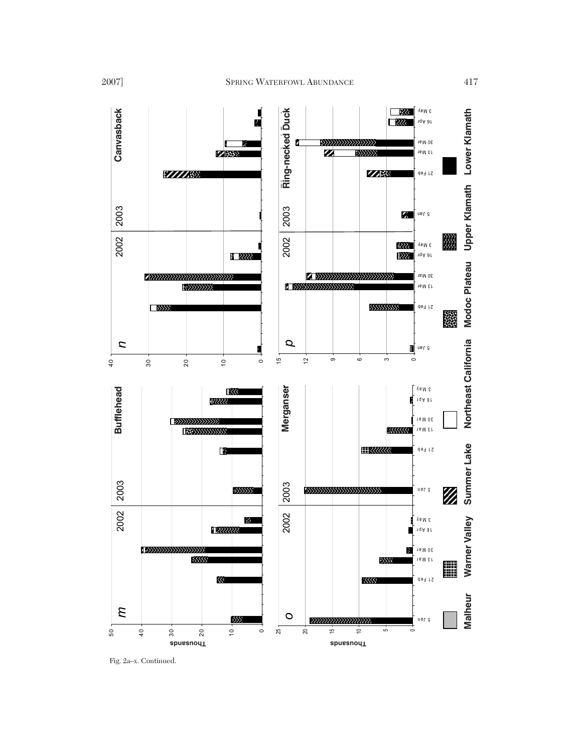Fig. 2a–x. Continued.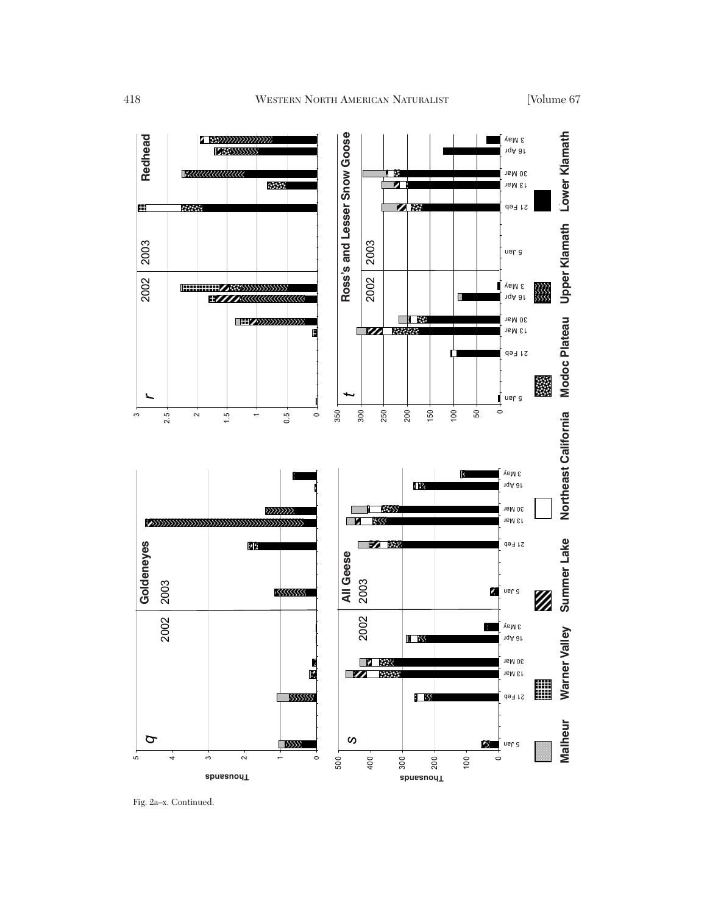Fig. 2a–x. Continued.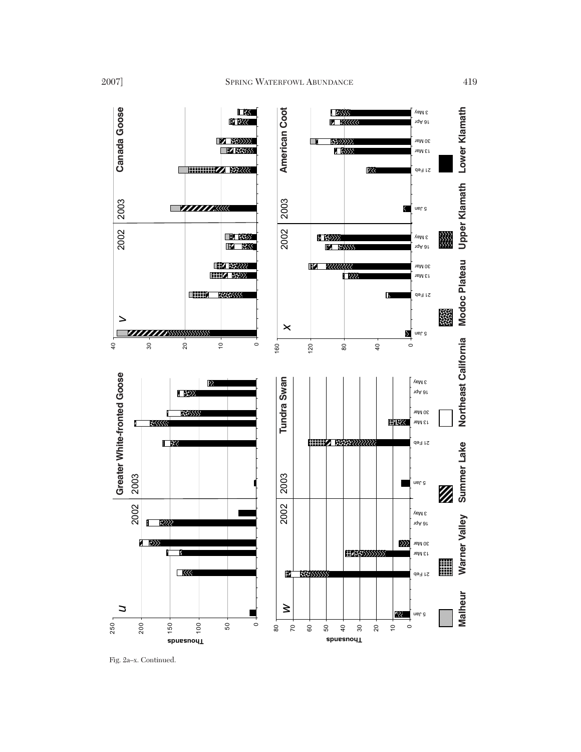Fig. 2a–x. Continued.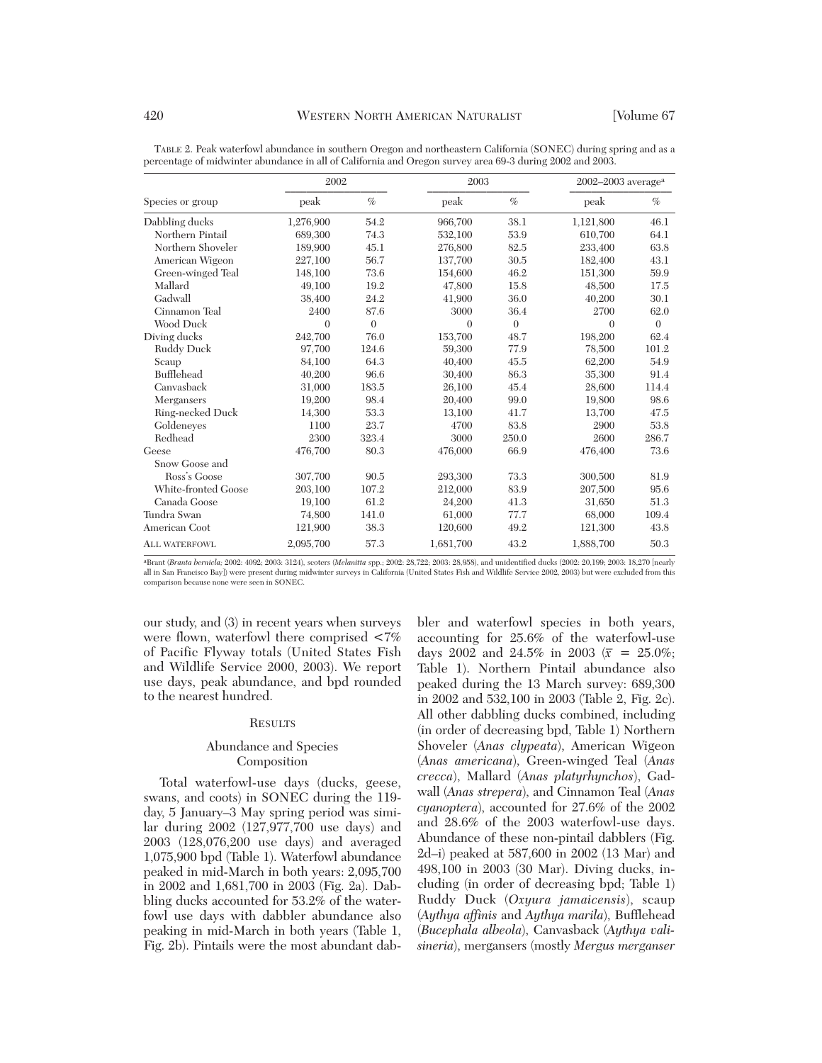TABLE 2. Peak waterfowl abundance in southern Oregon and northeastern California (SONEC) during spring and as a percentage of midwinter abundance in all of California and Oregon survey area 69-3 during 2002 and 2003.

| Species or group | 2002 | | 2003 | | 2002–2003 average[a] | |
|---|---|---|---|---|---|---|
| | peak | % | peak | % | peak | % |
| Dabbling ducks | 1,276,900 | 54.2 | 966,700 | 38.1 | 1,121,800 | 46.1 |
| Northern Pintail | 689,300 | 74.3 | 532,100 | 53.9 | 610,700 | 64.1 |
| Northern Shoveler | 189,900 | 45.1 | 276,800 | 82.5 | 233,400 | 63.8 |
| American Wigeon | 227,100 | 56.7 | 137,700 | 30.5 | 182,400 | 43.1 |
| Green-winged Teal | 148,100 | 73.6 | 154,600 | 46.2 | 151,300 | 59.9 |
| Mallard | 49,100 | 19.2 | 47,800 | 15.8 | 48,500 | 17.5 |
| Gadwall | 38,400 | 24.2 | 41,900 | 36.0 | 40,200 | 30.1 |
| Cinnamon Teal | 2400 | 87.6 | 3000 | 36.4 | 2700 | 62.0 |
| Wood Duck | 0 | 0 | 0 | 0 | 0 | 0 |
| Diving ducks | 242,700 | 76.0 | 153,700 | 48.7 | 198,200 | 62.4 |
| Ruddy Duck | 97,700 | 124.6 | 59,300 | 77.9 | 78,500 | 101.2 |
| Scaup | 84,100 | 64.3 | 40,400 | 45.5 | 62,200 | 54.9 |
| Bufflehead | 40,200 | 96.6 | 30,400 | 86.3 | 35,300 | 91.4 |
| Canvasback | 31,000 | 183.5 | 26,100 | 45.4 | 28,600 | 114.4 |
| Mergansers | 19,200 | 98.4 | 20,400 | 99.0 | 19,800 | 98.6 |
| Ring-necked Duck | 14,300 | 53.3 | 13,100 | 41.7 | 13,700 | 47.5 |
| Goldeneyes | 1100 | 23.7 | 4700 | 83.8 | 2900 | 53.8 |
| Redhead | 2300 | 323.4 | 3000 | 250.0 | 2600 | 286.7 |
| Geese | 476,700 | 80.3 | 476,000 | 66.9 | 476,400 | 73.6 |
| Snow Goose and Ross's Goose | 307,700 | 90.5 | 293,300 | 73.3 | 300,500 | 81.9 |
| White-fronted Goose | 203,100 | 107.2 | 212,000 | 83.9 | 207,500 | 95.6 |
| Canada Goose | 19,100 | 61.2 | 24,200 | 41.3 | 31,650 | 51.3 |
| Tundra Swan | 74,800 | 141.0 | 61,000 | 77.7 | 68,000 | 109.4 |
| American Coot | 121,900 | 38.3 | 120,600 | 49.2 | 121,300 | 43.8 |
| ALL WATERFOWL | 2,095,700 | 57.3 | 1,681,700 | 43.2 | 1,888,700 | 50.3 |

[a]Brant (*Branta bernicla*; 2002: 4092; 2003: 3124), scoters (*Melanitta* spp.; 2002: 28,722; 2003: 28,958), and unidentified ducks (2002: 20,199; 2003: 18,270 [nearly all in San Francisco Bay]) were present during midwinter surveys in California (United States Fish and Wildlife Service 2002, 2003) but were excluded from this comparison because none were seen in SONEC.

our study, and (3) in recent years when surveys were flown, waterfowl there comprised <7% of Pacific Flyway totals (United States Fish and Wildlife Service 2000, 2003). We report use days, peak abundance, and bpd rounded to the nearest hundred.

## RESULTS

### Abundance and Species Composition

Total waterfowl-use days (ducks, geese, swans, and coots) in SONEC during the 119-day, 5 January–3 May spring period was similar during 2002 (127,977,700 use days) and 2003 (128,076,200 use days) and averaged 1,075,900 bpd (Table 1). Waterfowl abundance peaked in mid-March in both years: 2,095,700 in 2002 and 1,681,700 in 2003 (Fig. 2a). Dabbling ducks accounted for 53.2% of the waterfowl use days with dabbler abundance also peaking in mid-March in both years (Table 1, Fig. 2b). Pintails were the most abundant dabbler and waterfowl species in both years, accounting for 25.6% of the waterfowl-use days 2002 and 24.5% in 2003 ($\bar{x}$ = 25.0%; Table 1). Northern Pintail abundance also peaked during the 13 March survey: 689,300 in 2002 and 532,100 in 2003 (Table 2, Fig. 2c). All other dabbling ducks combined, including (in order of decreasing bpd, Table 1) Northern Shoveler (*Anas clypeata*), American Wigeon (*Anas americana*), Green-winged Teal (*Anas crecca*), Mallard (*Anas platyrhynchos*), Gadwall (*Anas strepera*), and Cinnamon Teal (*Anas cyanoptera*), accounted for 27.6% of the 2002 and 28.6% of the 2003 waterfowl-use days. Abundance of these non-pintail dabblers (Fig. 2d–i) peaked at 587,600 in 2002 (13 Mar) and 498,100 in 2003 (30 Mar). Diving ducks, including (in order of decreasing bpd; Table 1) Ruddy Duck (*Oxyura jamaicensis*), scaup (*Aythya affinis* and *Aythya marila*), Bufflehead (*Bucephala albeola*), Canvasback (*Aythya valisineria*), mergansers (mostly *Mergus merganser*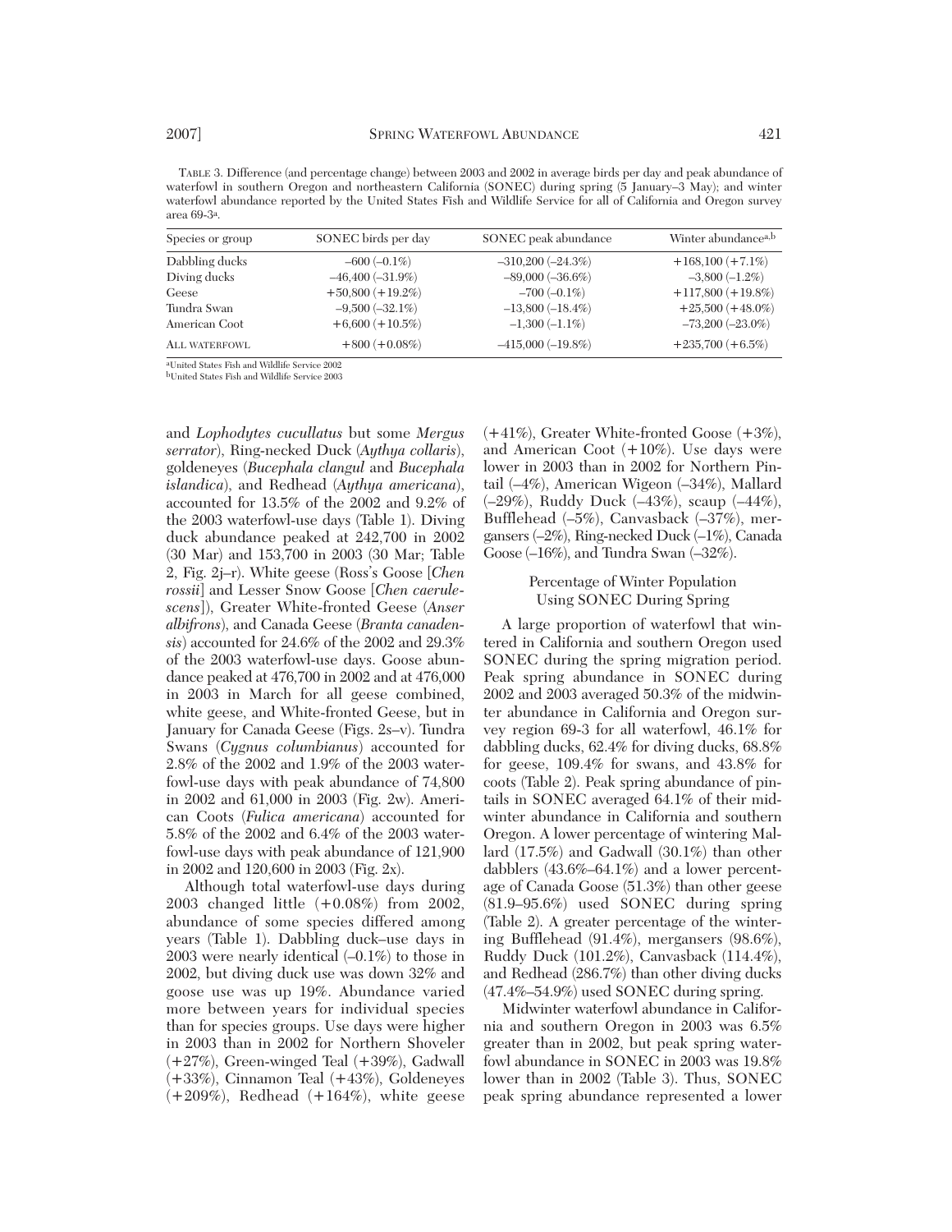TABLE 3. Difference (and percentage change) between 2003 and 2002 in average birds per day and peak abundance of waterfowl in southern Oregon and northeastern California (SONEC) during spring (5 January–3 May); and winter waterfowl abundance reported by the United States Fish and Wildlife Service for all of California and Oregon survey area 69-3[a].

| Species or group | SONEC birds per day | SONEC peak abundance | Winter abundance[a,b] |
|---|---|---|---|
| Dabbling ducks | –600 (–0.1%) | –310,200 (–24.3%) | +168,100 (+7.1%) |
| Diving ducks | –46,400 (–31.9%) | –89,000 (–36.6%) | –3,800 (–1.2%) |
| Geese | +50,800 (+19.2%) | –700 (–0.1%) | +117,800 (+19.8%) |
| Tundra Swan | –9,500 (–32.1%) | –13,800 (–18.4%) | +25,500 (+48.0%) |
| American Coot | +6,600 (+10.5%) | –1,300 (–1.1%) | –73,200 (–23.0%) |
| ALL WATERFOWL | +800 (+0.08%) | –415,000 (–19.8%) | +235,700 (+6.5%) |

[a]United States Fish and Wildlife Service 2002
[b]United States Fish and Wildlife Service 2003

and *Lophodytes cucullatus* but some *Mergus serrator*), Ring-necked Duck (*Aythya collaris*), goldeneyes (*Bucephala clangul* and *Bucephala islandica*), and Redhead (*Aythya americana*), accounted for 13.5% of the 2002 and 9.2% of the 2003 waterfowl-use days (Table 1). Diving duck abundance peaked at 242,700 in 2002 (30 Mar) and 153,700 in 2003 (30 Mar; Table 2, Fig. 2j–r). White geese (Ross's Goose [*Chen rossii*] and Lesser Snow Goose [*Chen caerulescens*]), Greater White-fronted Geese (*Anser albifrons*), and Canada Geese (*Branta canadensis*) accounted for 24.6% of the 2002 and 29.3% of the 2003 waterfowl-use days. Goose abundance peaked at 476,700 in 2002 and at 476,000 in 2003 in March for all geese combined, white geese, and White-fronted Geese, but in January for Canada Geese (Figs. 2s–v). Tundra Swans (*Cygnus columbianus*) accounted for 2.8% of the 2002 and 1.9% of the 2003 waterfowl-use days with peak abundance of 74,800 in 2002 and 61,000 in 2003 (Fig. 2w). American Coots (*Fulica americana*) accounted for 5.8% of the 2002 and 6.4% of the 2003 waterfowl-use days with peak abundance of 121,900 in 2002 and 120,600 in 2003 (Fig. 2x).

Although total waterfowl-use days during 2003 changed little (+0.08%) from 2002, abundance of some species differed among years (Table 1). Dabbling duck–use days in 2003 were nearly identical (–0.1%) to those in 2002, but diving duck use was down 32% and goose use was up 19%. Abundance varied more between years for individual species than for species groups. Use days were higher in 2003 than in 2002 for Northern Shoveler (+27%), Green-winged Teal (+39%), Gadwall (+33%), Cinnamon Teal (+43%), Goldeneyes (+209%), Redhead (+164%), white geese (+41%), Greater White-fronted Goose (+3%), and American Coot (+10%). Use days were lower in 2003 than in 2002 for Northern Pintail (–4%), American Wigeon (–34%), Mallard (–29%), Ruddy Duck (–43%), scaup (–44%), Bufflehead (–5%), Canvasback (–37%), mergansers (–2%), Ring-necked Duck (–1%), Canada Goose (–16%), and Tundra Swan (–32%).

### Percentage of Winter Population Using SONEC During Spring

A large proportion of waterfowl that wintered in California and southern Oregon used SONEC during the spring migration period. Peak spring abundance in SONEC during 2002 and 2003 averaged 50.3% of the midwinter abundance in California and Oregon survey region 69-3 for all waterfowl, 46.1% for dabbling ducks, 62.4% for diving ducks, 68.8% for geese, 109.4% for swans, and 43.8% for coots (Table 2). Peak spring abundance of pintails in SONEC averaged 64.1% of their midwinter abundance in California and southern Oregon. A lower percentage of wintering Mallard (17.5%) and Gadwall (30.1%) than other dabblers (43.6%–64.1%) and a lower percentage of Canada Goose (51.3%) than other geese (81.9–95.6%) used SONEC during spring (Table 2). A greater percentage of the wintering Bufflehead (91.4%), mergansers (98.6%), Ruddy Duck (101.2%), Canvasback (114.4%), and Redhead (286.7%) than other diving ducks (47.4%–54.9%) used SONEC during spring.

Midwinter waterfowl abundance in California and southern Oregon in 2003 was 6.5% greater than in 2002, but peak spring waterfowl abundance in SONEC in 2003 was 19.8% lower than in 2002 (Table 3). Thus, SONEC peak spring abundance represented a lower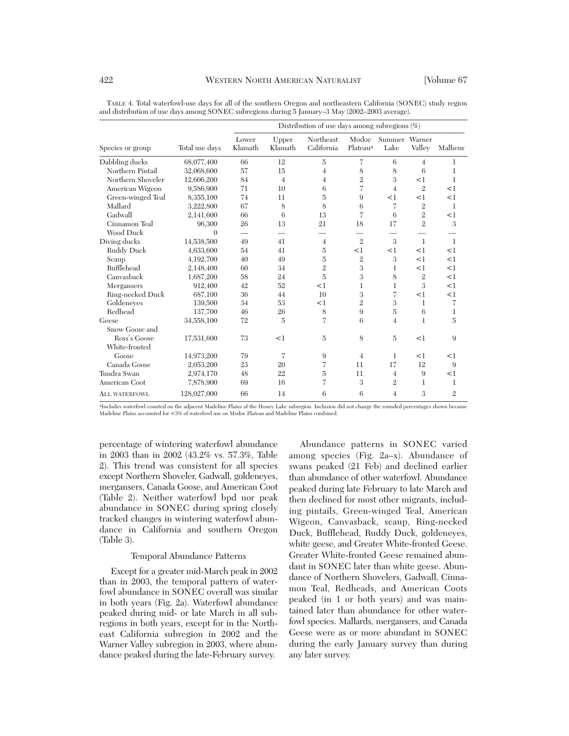TABLE 4. Total waterfowl-use days for all of the southern Oregon and northeastern California (SONEC) study region and distribution of use days among SONEC subregions during 5 January–3 May (2002–2003 average).

| | | Distribution of use days among subregions (%) | | | | | | |
|---|---|---|---|---|---|---|---|---|
| Species or group | Total use days | Lower Klamath | Upper Klamath | Northeast California | Modoc Plateau[a] | Summer Lake | Warner Valley | Malheur |
| Dabbling ducks | 68,077,400 | 66 | 12 | 5 | 7 | 6 | 4 | 1 |
| Northern Pintail | 32,068,600 | 57 | 15 | 4 | 8 | 8 | 6 | 1 |
| Northern Shoveler | 12,606,200 | 84 | 4 | 4 | 2 | 3 | <1 | 1 |
| American Wigeon | 9,586,900 | 71 | 10 | 6 | 7 | 4 | 2 | <1 |
| Green-winged Teal | 8,355,100 | 74 | 11 | 5 | 9 | <1 | <1 | <1 |
| Mallard | 3,222,800 | 67 | 8 | 8 | 6 | 7 | 2 | 1 |
| Gadwall | 2,141,600 | 66 | 6 | 13 | 7 | 6 | 2 | <1 |
| Cinnamon Teal | 96,300 | 26 | 13 | 21 | 18 | 17 | 2 | 3 |
| Wood Duck | 0 | — | — | — | — | — | — | — |
| Diving ducks | 14,538,500 | 49 | 41 | 4 | 2 | 3 | 1 | 1 |
| Ruddy Duck | 4,633,600 | 54 | 41 | 5 | <1 | <1 | <1 | <1 |
| Scaup | 4,192,700 | 40 | 49 | 5 | 2 | 3 | <1 | <1 |
| Bufflehead | 2,148,400 | 60 | 34 | 2 | 3 | 1 | <1 | <1 |
| Canvasback | 1,687,200 | 58 | 24 | 5 | 3 | 8 | 2 | <1 |
| Mergansers | 912,400 | 42 | 52 | <1 | 1 | 1 | 3 | <1 |
| Ring-necked Duck | 687,100 | 36 | 44 | 10 | 3 | 7 | <1 | <1 |
| Goldeneyes | 139,500 | 34 | 53 | <1 | 2 | 3 | 1 | 7 |
| Redhead | 137,700 | 46 | 26 | 8 | 9 | 5 | 6 | 1 |
| Geese | 34,558,100 | 72 | 5 | 7 | 6 | 4 | 1 | 5 |
| Snow Goose and Ross's Goose | 17,531,600 | 73 | <1 | 5 | 8 | 5 | <1 | 9 |
| White-fronted Goose | 14,973,200 | 79 | 7 | 9 | 4 | 1 | <1 | <1 |
| Canada Goose | 2,053,200 | 23 | 20 | 7 | 11 | 17 | 12 | 9 |
| Tundra Swan | 2,974,170 | 48 | 22 | 5 | 11 | 4 | 9 | <1 |
| American Coot | 7,878,900 | 69 | 16 | 7 | 3 | 2 | 1 | 1 |
| ALL WATERFOWL | 128,027,000 | 66 | 14 | 6 | 6 | 4 | 3 | 2 |

[a]Includes waterfowl counted on the adjacent Madeline Plains of the Honey Lake subregion. Inclusion did not change the rounded percentages shown because Madeline Plains accounted for <3% of waterfowl use on Modoc Plateau and Madeline Plains combined.

percentage of wintering waterfowl abundance in 2003 than in 2002 (43.2% vs. 57.3%, Table 2). This trend was consistent for all species except Northern Shoveler, Gadwall, goldeneyes, mergansers, Canada Goose, and American Coot (Table 2). Neither waterfowl bpd nor peak abundance in SONEC during spring closely tracked changes in wintering waterfowl abundance in California and southern Oregon (Table 3).

### Temporal Abundance Patterns

Except for a greater mid-March peak in 2002 than in 2003, the temporal pattern of waterfowl abundance in SONEC overall was similar in both years (Fig. 2a). Waterfowl abundance peaked during mid- or late March in all subregions in both years, except for in the Northeast California subregion in 2002 and the Warner Valley subregion in 2003, where abundance peaked during the late-February survey.

Abundance patterns in SONEC varied among species (Fig. 2a–x). Abundance of swans peaked (21 Feb) and declined earlier than abundance of other waterfowl. Abundance peaked during late February to late March and then declined for most other migrants, including pintails, Green-winged Teal, American Wigeon, Canvasback, scaup, Ring-necked Duck, Bufflehead, Ruddy Duck, goldeneyes, white geese, and Greater White-fronted Geese. Greater White-fronted Geese remained abundant in SONEC later than white geese. Abundance of Northern Shovelers, Gadwall, Cinnamon Teal, Redheads, and American Coots peaked (in 1 or both years) and was maintained later than abundance for other waterfowl species. Mallards, mergansers, and Canada Geese were as or more abundant in SONEC during the early January survey than during any later survey.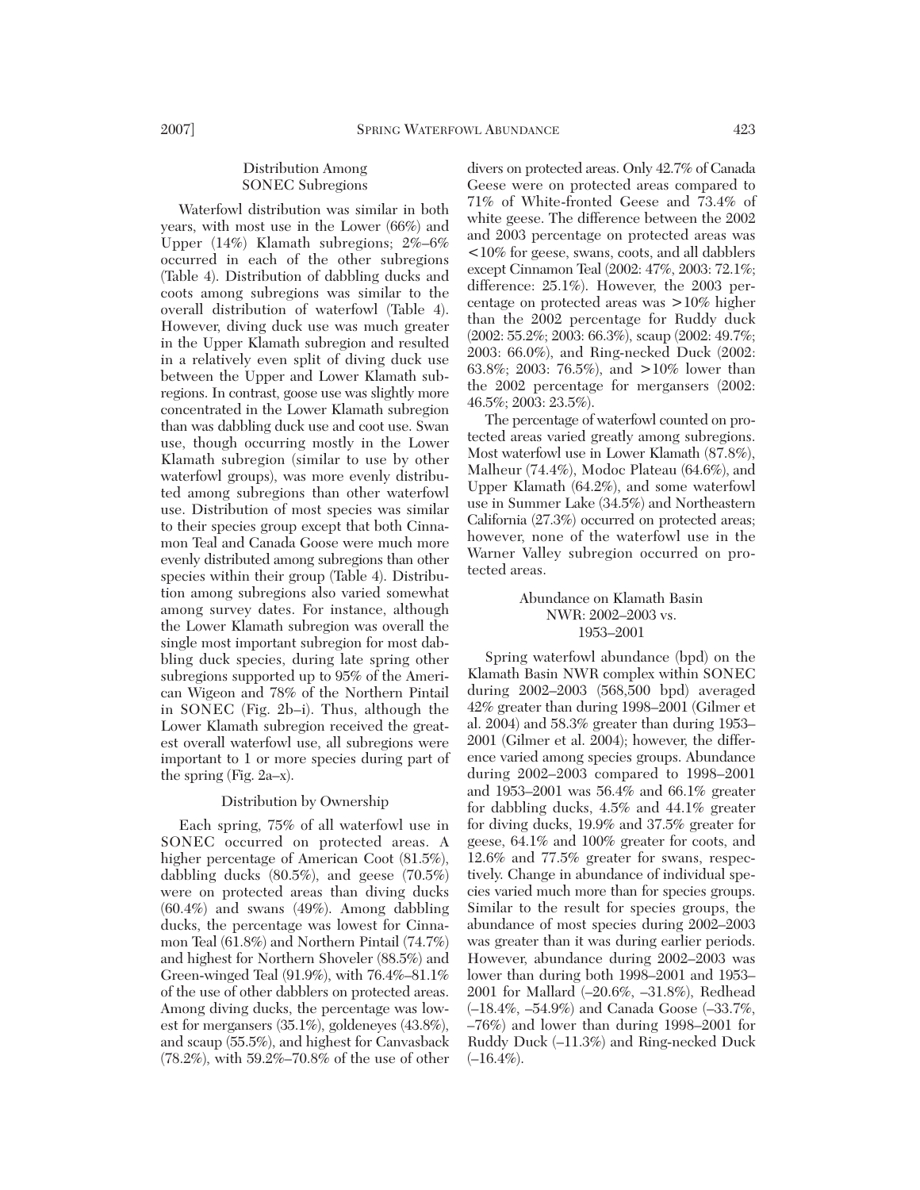## Distribution Among SONEC Subregions

Waterfowl distribution was similar in both years, with most use in the Lower (66%) and Upper (14%) Klamath subregions; 2%–6% occurred in each of the other subregions (Table 4). Distribution of dabbling ducks and coots among subregions was similar to the overall distribution of waterfowl (Table 4). However, diving duck use was much greater in the Upper Klamath subregion and resulted in a relatively even split of diving duck use between the Upper and Lower Klamath subregions. In contrast, goose use was slightly more concentrated in the Lower Klamath subregion than was dabbling duck use and coot use. Swan use, though occurring mostly in the Lower Klamath subregion (similar to use by other waterfowl groups), was more evenly distributed among subregions than other waterfowl use. Distribution of most species was similar to their species group except that both Cinnamon Teal and Canada Goose were much more evenly distributed among subregions than other species within their group (Table 4). Distribution among subregions also varied somewhat among survey dates. For instance, although the Lower Klamath subregion was overall the single most important subregion for most dabbling duck species, during late spring other subregions supported up to 95% of the American Wigeon and 78% of the Northern Pintail in SONEC (Fig. 2b–i). Thus, although the Lower Klamath subregion received the greatest overall waterfowl use, all subregions were important to 1 or more species during part of the spring (Fig. 2a–x).

## Distribution by Ownership

Each spring, 75% of all waterfowl use in SONEC occurred on protected areas. A higher percentage of American Coot (81.5%), dabbling ducks (80.5%), and geese (70.5%) were on protected areas than diving ducks (60.4%) and swans (49%). Among dabbling ducks, the percentage was lowest for Cinnamon Teal (61.8%) and Northern Pintail (74.7%) and highest for Northern Shoveler (88.5%) and Green-winged Teal (91.9%), with 76.4%–81.1% of the use of other dabblers on protected areas. Among diving ducks, the percentage was lowest for mergansers (35.1%), goldeneyes (43.8%), and scaup (55.5%), and highest for Canvasback (78.2%), with 59.2%–70.8% of the use of other divers on protected areas. Only 42.7% of Canada Geese were on protected areas compared to 71% of White-fronted Geese and 73.4% of white geese. The difference between the 2002 and 2003 percentage on protected areas was <10% for geese, swans, coots, and all dabblers except Cinnamon Teal (2002: 47%, 2003: 72.1%; difference: 25.1%). However, the 2003 percentage on protected areas was >10% higher than the 2002 percentage for Ruddy duck (2002: 55.2%; 2003: 66.3%), scaup (2002: 49.7%; 2003: 66.0%), and Ring-necked Duck (2002: 63.8%; 2003: 76.5%), and >10% lower than the 2002 percentage for mergansers (2002: 46.5%; 2003: 23.5%).

The percentage of waterfowl counted on protected areas varied greatly among subregions. Most waterfowl use in Lower Klamath (87.8%), Malheur (74.4%), Modoc Plateau (64.6%), and Upper Klamath (64.2%), and some waterfowl use in Summer Lake (34.5%) and Northeastern California (27.3%) occurred on protected areas; however, none of the waterfowl use in the Warner Valley subregion occurred on protected areas.

## Abundance on Klamath Basin NWR: 2002–2003 vs. 1953–2001

Spring waterfowl abundance (bpd) on the Klamath Basin NWR complex within SONEC during 2002–2003 (568,500 bpd) averaged 42% greater than during 1998–2001 (Gilmer et al. 2004) and 58.3% greater than during 1953–2001 (Gilmer et al. 2004); however, the difference varied among species groups. Abundance during 2002–2003 compared to 1998–2001 and 1953–2001 was 56.4% and 66.1% greater for dabbling ducks, 4.5% and 44.1% greater for diving ducks, 19.9% and 37.5% greater for geese, 64.1% and 100% greater for coots, and 12.6% and 77.5% greater for swans, respectively. Change in abundance of individual species varied much more than for species groups. Similar to the result for species groups, the abundance of most species during 2002–2003 was greater than it was during earlier periods. However, abundance during 2002–2003 was lower than during both 1998–2001 and 1953–2001 for Mallard (–20.6%, –31.8%), Redhead (–18.4%, –54.9%) and Canada Goose (–33.7%, –76%) and lower than during 1998–2001 for Ruddy Duck (–11.3%) and Ring-necked Duck (–16.4%).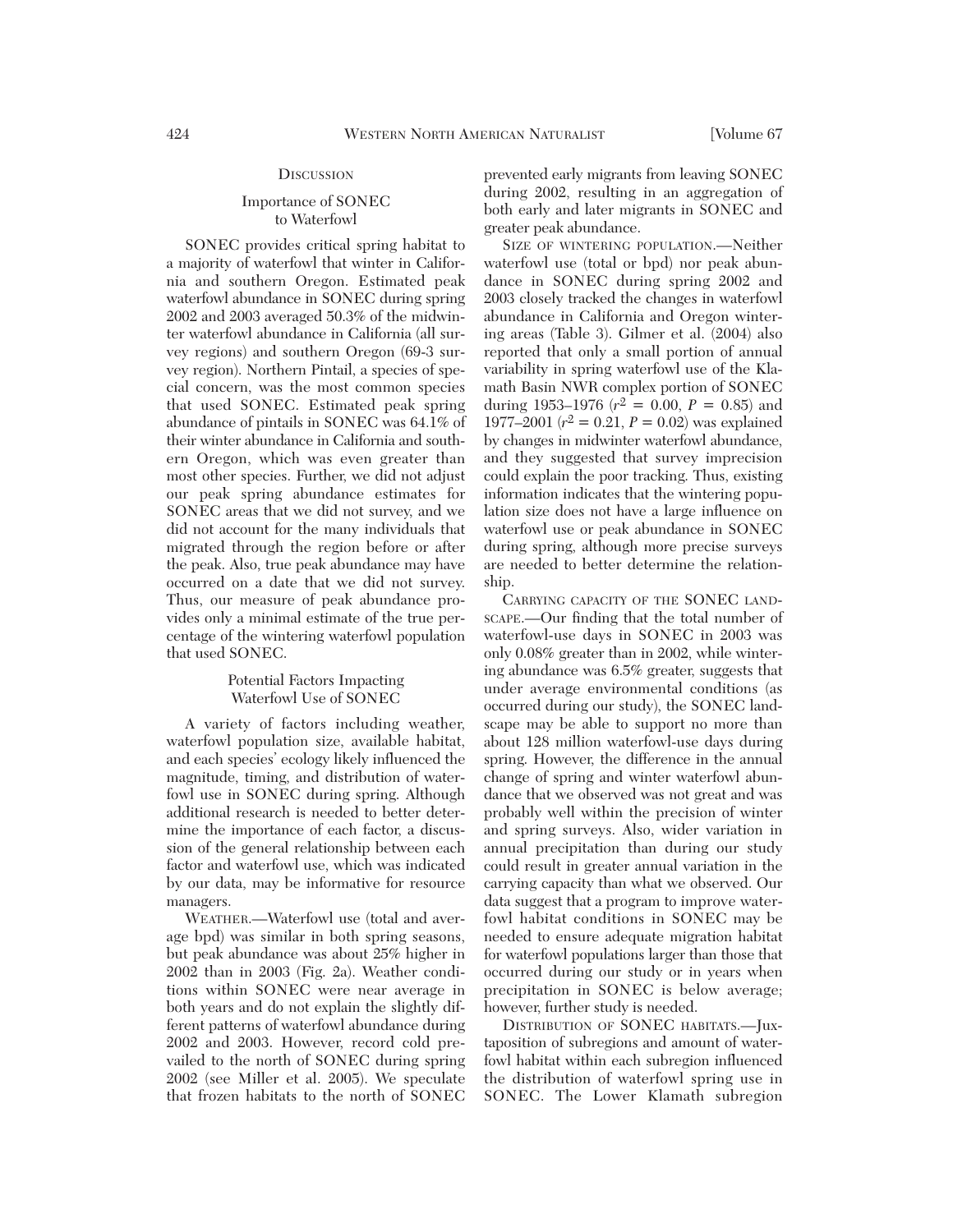## Discussion

### Importance of SONEC to Waterfowl

SONEC provides critical spring habitat to a majority of waterfowl that winter in California and southern Oregon. Estimated peak waterfowl abundance in SONEC during spring 2002 and 2003 averaged 50.3% of the midwinter waterfowl abundance in California (all survey regions) and southern Oregon (69-3 survey region). Northern Pintail, a species of special concern, was the most common species that used SONEC. Estimated peak spring abundance of pintails in SONEC was 64.1% of their winter abundance in California and southern Oregon, which was even greater than most other species. Further, we did not adjust our peak spring abundance estimates for SONEC areas that we did not survey, and we did not account for the many individuals that migrated through the region before or after the peak. Also, true peak abundance may have occurred on a date that we did not survey. Thus, our measure of peak abundance provides only a minimal estimate of the true percentage of the wintering waterfowl population that used SONEC.

### Potential Factors Impacting Waterfowl Use of SONEC

A variety of factors including weather, waterfowl population size, available habitat, and each species' ecology likely influenced the magnitude, timing, and distribution of waterfowl use in SONEC during spring. Although additional research is needed to better determine the importance of each factor, a discussion of the general relationship between each factor and waterfowl use, which was indicated by our data, may be informative for resource managers.

Weather.—Waterfowl use (total and average bpd) was similar in both spring seasons, but peak abundance was about 25% higher in 2002 than in 2003 (Fig. 2a). Weather conditions within SONEC were near average in both years and do not explain the slightly different patterns of waterfowl abundance during 2002 and 2003. However, record cold prevailed to the north of SONEC during spring 2002 (see Miller et al. 2005). We speculate that frozen habitats to the north of SONEC prevented early migrants from leaving SONEC during 2002, resulting in an aggregation of both early and later migrants in SONEC and greater peak abundance.

Size of wintering population.—Neither waterfowl use (total or bpd) nor peak abundance in SONEC during spring 2002 and 2003 closely tracked the changes in waterfowl abundance in California and Oregon wintering areas (Table 3). Gilmer et al. (2004) also reported that only a small portion of annual variability in spring waterfowl use of the Klamath Basin NWR complex portion of SONEC during 1953–1976 ($r^2 = 0.00$, $P = 0.85$) and 1977–2001 ($r^2 = 0.21$, $P = 0.02$) was explained by changes in midwinter waterfowl abundance, and they suggested that survey imprecision could explain the poor tracking. Thus, existing information indicates that the wintering population size does not have a large influence on waterfowl use or peak abundance in SONEC during spring, although more precise surveys are needed to better determine the relationship.

Carrying capacity of the SONEC landscape.—Our finding that the total number of waterfowl-use days in SONEC in 2003 was only 0.08% greater than in 2002, while wintering abundance was 6.5% greater, suggests that under average environmental conditions (as occurred during our study), the SONEC landscape may be able to support no more than about 128 million waterfowl-use days during spring. However, the difference in the annual change of spring and winter waterfowl abundance that we observed was not great and was probably well within the precision of winter and spring surveys. Also, wider variation in annual precipitation than during our study could result in greater annual variation in the carrying capacity than what we observed. Our data suggest that a program to improve waterfowl habitat conditions in SONEC may be needed to ensure adequate migration habitat for waterfowl populations larger than those that occurred during our study or in years when precipitation in SONEC is below average; however, further study is needed.

Distribution of SONEC habitats.—Juxtaposition of subregions and amount of waterfowl habitat within each subregion influenced the distribution of waterfowl spring use in SONEC. The Lower Klamath subregion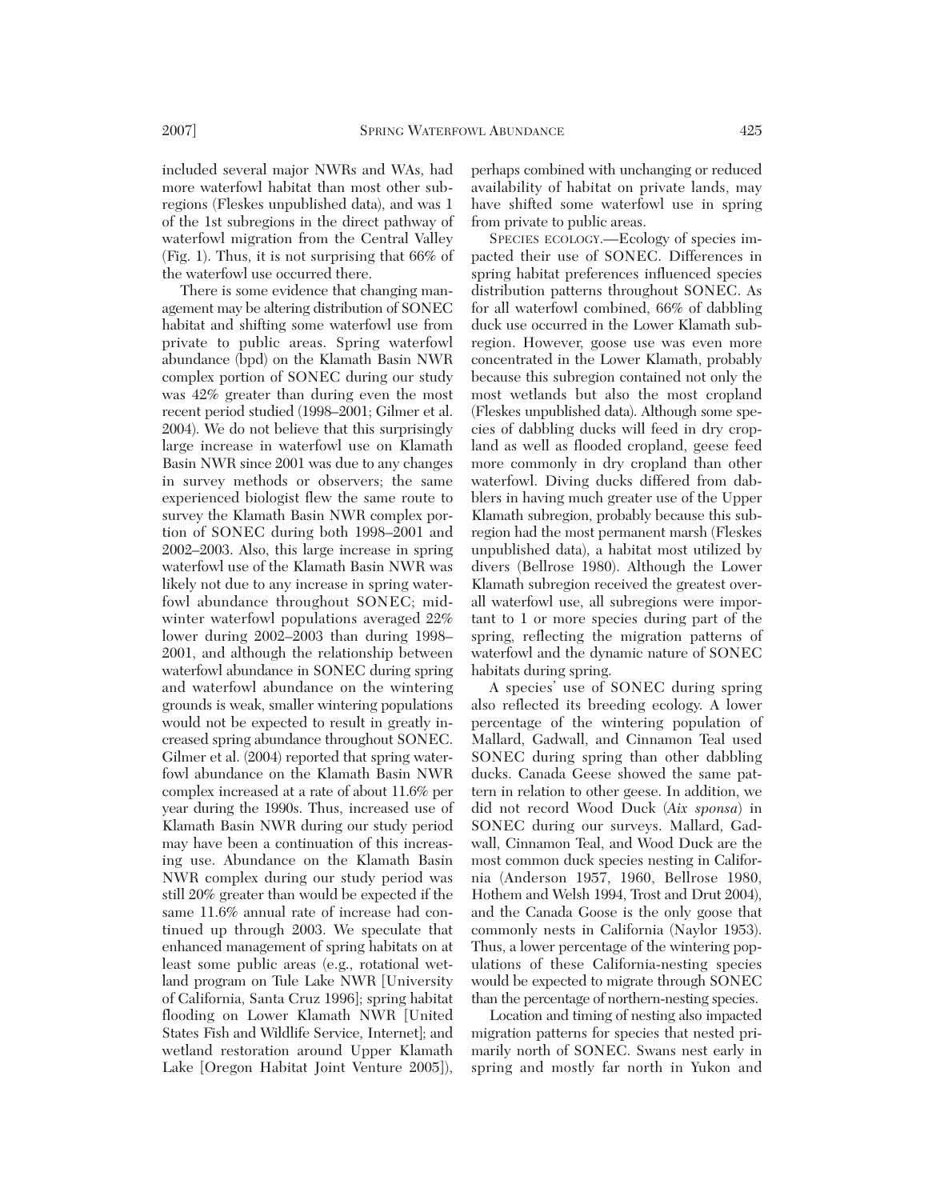included several major NWRs and WAs, had more waterfowl habitat than most other subregions (Fleskes unpublished data), and was 1 of the 1st subregions in the direct pathway of waterfowl migration from the Central Valley (Fig. 1). Thus, it is not surprising that 66% of the waterfowl use occurred there.

There is some evidence that changing management may be altering distribution of SONEC habitat and shifting some waterfowl use from private to public areas. Spring waterfowl abundance (bpd) on the Klamath Basin NWR complex portion of SONEC during our study was 42% greater than during even the most recent period studied (1998–2001; Gilmer et al. 2004). We do not believe that this surprisingly large increase in waterfowl use on Klamath Basin NWR since 2001 was due to any changes in survey methods or observers; the same experienced biologist flew the same route to survey the Klamath Basin NWR complex portion of SONEC during both 1998–2001 and 2002–2003. Also, this large increase in spring waterfowl use of the Klamath Basin NWR was likely not due to any increase in spring waterfowl abundance throughout SONEC; midwinter waterfowl populations averaged 22% lower during 2002–2003 than during 1998–2001, and although the relationship between waterfowl abundance in SONEC during spring and waterfowl abundance on the wintering grounds is weak, smaller wintering populations would not be expected to result in greatly increased spring abundance throughout SONEC. Gilmer et al. (2004) reported that spring waterfowl abundance on the Klamath Basin NWR complex increased at a rate of about 11.6% per year during the 1990s. Thus, increased use of Klamath Basin NWR during our study period may have been a continuation of this increasing use. Abundance on the Klamath Basin NWR complex during our study period was still 20% greater than would be expected if the same 11.6% annual rate of increase had continued up through 2003. We speculate that enhanced management of spring habitats on at least some public areas (e.g., rotational wetland program on Tule Lake NWR [University of California, Santa Cruz 1996]; spring habitat flooding on Lower Klamath NWR [United States Fish and Wildlife Service, Internet]; and wetland restoration around Upper Klamath Lake [Oregon Habitat Joint Venture 2005]), perhaps combined with unchanging or reduced availability of habitat on private lands, may have shifted some waterfowl use in spring from private to public areas.

Species ecology.—Ecology of species impacted their use of SONEC. Differences in spring habitat preferences influenced species distribution patterns throughout SONEC. As for all waterfowl combined, 66% of dabbling duck use occurred in the Lower Klamath subregion. However, goose use was even more concentrated in the Lower Klamath, probably because this subregion contained not only the most wetlands but also the most cropland (Fleskes unpublished data). Although some species of dabbling ducks will feed in dry cropland as well as flooded cropland, geese feed more commonly in dry cropland than other waterfowl. Diving ducks differed from dabblers in having much greater use of the Upper Klamath subregion, probably because this subregion had the most permanent marsh (Fleskes unpublished data), a habitat most utilized by divers (Bellrose 1980). Although the Lower Klamath subregion received the greatest overall waterfowl use, all subregions were important to 1 or more species during part of the spring, reflecting the migration patterns of waterfowl and the dynamic nature of SONEC habitats during spring.

A species' use of SONEC during spring also reflected its breeding ecology. A lower percentage of the wintering population of Mallard, Gadwall, and Cinnamon Teal used SONEC during spring than other dabbling ducks. Canada Geese showed the same pattern in relation to other geese. In addition, we did not record Wood Duck (*Aix sponsa*) in SONEC during our surveys. Mallard, Gadwall, Cinnamon Teal, and Wood Duck are the most common duck species nesting in California (Anderson 1957, 1960, Bellrose 1980, Hothem and Welsh 1994, Trost and Drut 2004), and the Canada Goose is the only goose that commonly nests in California (Naylor 1953). Thus, a lower percentage of the wintering populations of these California-nesting species would be expected to migrate through SONEC than the percentage of northern-nesting species.

Location and timing of nesting also impacted migration patterns for species that nested primarily north of SONEC. Swans nest early in spring and mostly far north in Yukon and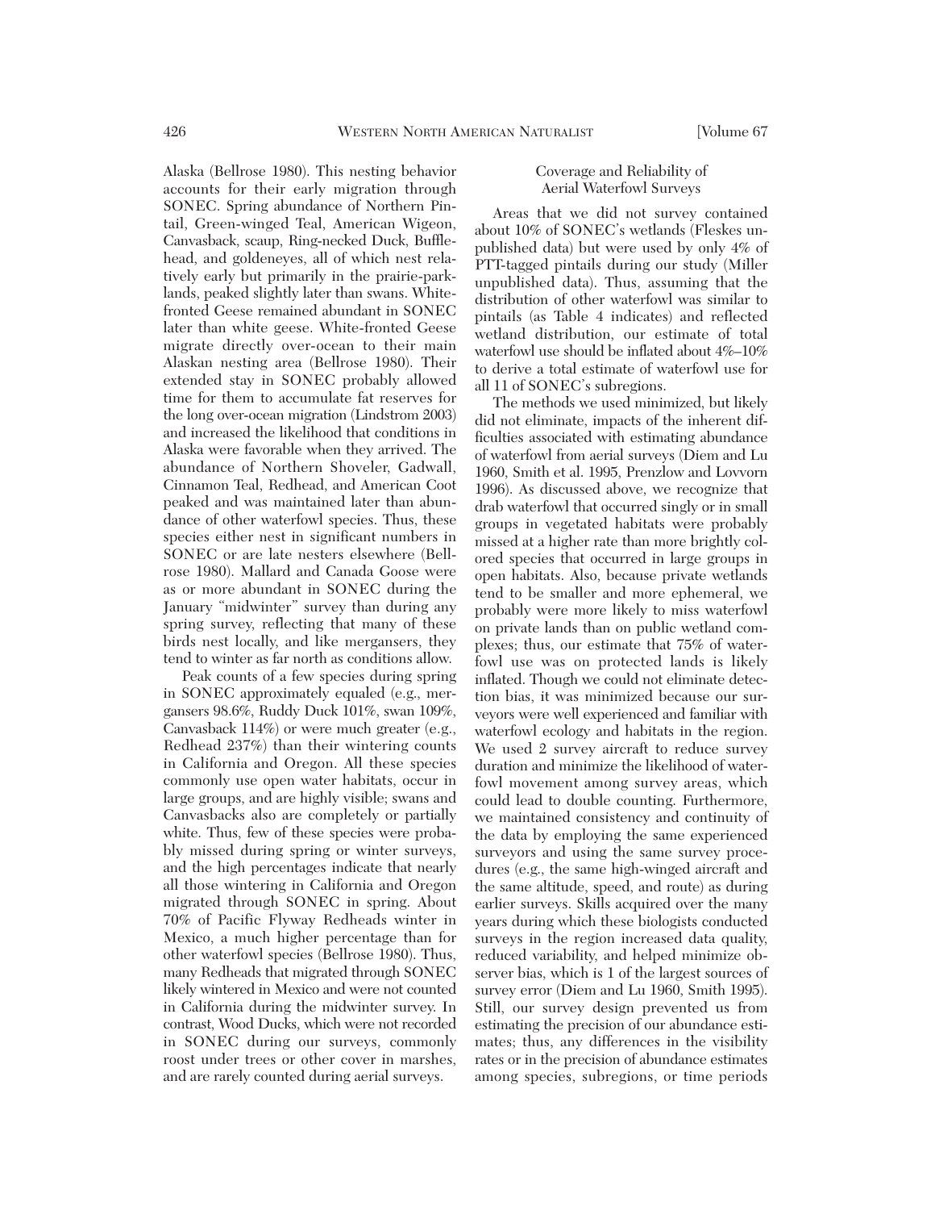Alaska (Bellrose 1980). This nesting behavior accounts for their early migration through SONEC. Spring abundance of Northern Pintail, Green-winged Teal, American Wigeon, Canvasback, scaup, Ring-necked Duck, Bufflehead, and goldeneyes, all of which nest relatively early but primarily in the prairie-parklands, peaked slightly later than swans. White-fronted Geese remained abundant in SONEC later than white geese. White-fronted Geese migrate directly over-ocean to their main Alaskan nesting area (Bellrose 1980). Their extended stay in SONEC probably allowed time for them to accumulate fat reserves for the long over-ocean migration (Lindstrom 2003) and increased the likelihood that conditions in Alaska were favorable when they arrived. The abundance of Northern Shoveler, Gadwall, Cinnamon Teal, Redhead, and American Coot peaked and was maintained later than abundance of other waterfowl species. Thus, these species either nest in significant numbers in SONEC or are late nesters elsewhere (Bellrose 1980). Mallard and Canada Goose were as or more abundant in SONEC during the January "midwinter" survey than during any spring survey, reflecting that many of these birds nest locally, and like mergansers, they tend to winter as far north as conditions allow.

Peak counts of a few species during spring in SONEC approximately equaled (e.g., mergansers 98.6%, Ruddy Duck 101%, swan 109%, Canvasback 114%) or were much greater (e.g., Redhead 237%) than their wintering counts in California and Oregon. All these species commonly use open water habitats, occur in large groups, and are highly visible; swans and Canvasbacks also are completely or partially white. Thus, few of these species were probably missed during spring or winter surveys, and the high percentages indicate that nearly all those wintering in California and Oregon migrated through SONEC in spring. About 70% of Pacific Flyway Redheads winter in Mexico, a much higher percentage than for other waterfowl species (Bellrose 1980). Thus, many Redheads that migrated through SONEC likely wintered in Mexico and were not counted in California during the midwinter survey. In contrast, Wood Ducks, which were not recorded in SONEC during our surveys, commonly roost under trees or other cover in marshes, and are rarely counted during aerial surveys.

### Coverage and Reliability of Aerial Waterfowl Surveys

Areas that we did not survey contained about 10% of SONEC's wetlands (Fleskes unpublished data) but were used by only 4% of PTT-tagged pintails during our study (Miller unpublished data). Thus, assuming that the distribution of other waterfowl was similar to pintails (as Table 4 indicates) and reflected wetland distribution, our estimate of total waterfowl use should be inflated about 4%–10% to derive a total estimate of waterfowl use for all 11 of SONEC's subregions.

The methods we used minimized, but likely did not eliminate, impacts of the inherent difficulties associated with estimating abundance of waterfowl from aerial surveys (Diem and Lu 1960, Smith et al. 1995, Prenzlow and Lovvorn 1996). As discussed above, we recognize that drab waterfowl that occurred singly or in small groups in vegetated habitats were probably missed at a higher rate than more brightly colored species that occurred in large groups in open habitats. Also, because private wetlands tend to be smaller and more ephemeral, we probably were more likely to miss waterfowl on private lands than on public wetland complexes; thus, our estimate that 75% of waterfowl use was on protected lands is likely inflated. Though we could not eliminate detection bias, it was minimized because our surveyors were well experienced and familiar with waterfowl ecology and habitats in the region. We used 2 survey aircraft to reduce survey duration and minimize the likelihood of waterfowl movement among survey areas, which could lead to double counting. Furthermore, we maintained consistency and continuity of the data by employing the same experienced surveyors and using the same survey procedures (e.g., the same high-winged aircraft and the same altitude, speed, and route) as during earlier surveys. Skills acquired over the many years during which these biologists conducted surveys in the region increased data quality, reduced variability, and helped minimize observer bias, which is 1 of the largest sources of survey error (Diem and Lu 1960, Smith 1995). Still, our survey design prevented us from estimating the precision of our abundance estimates; thus, any differences in the visibility rates or in the precision of abundance estimates among species, subregions, or time periods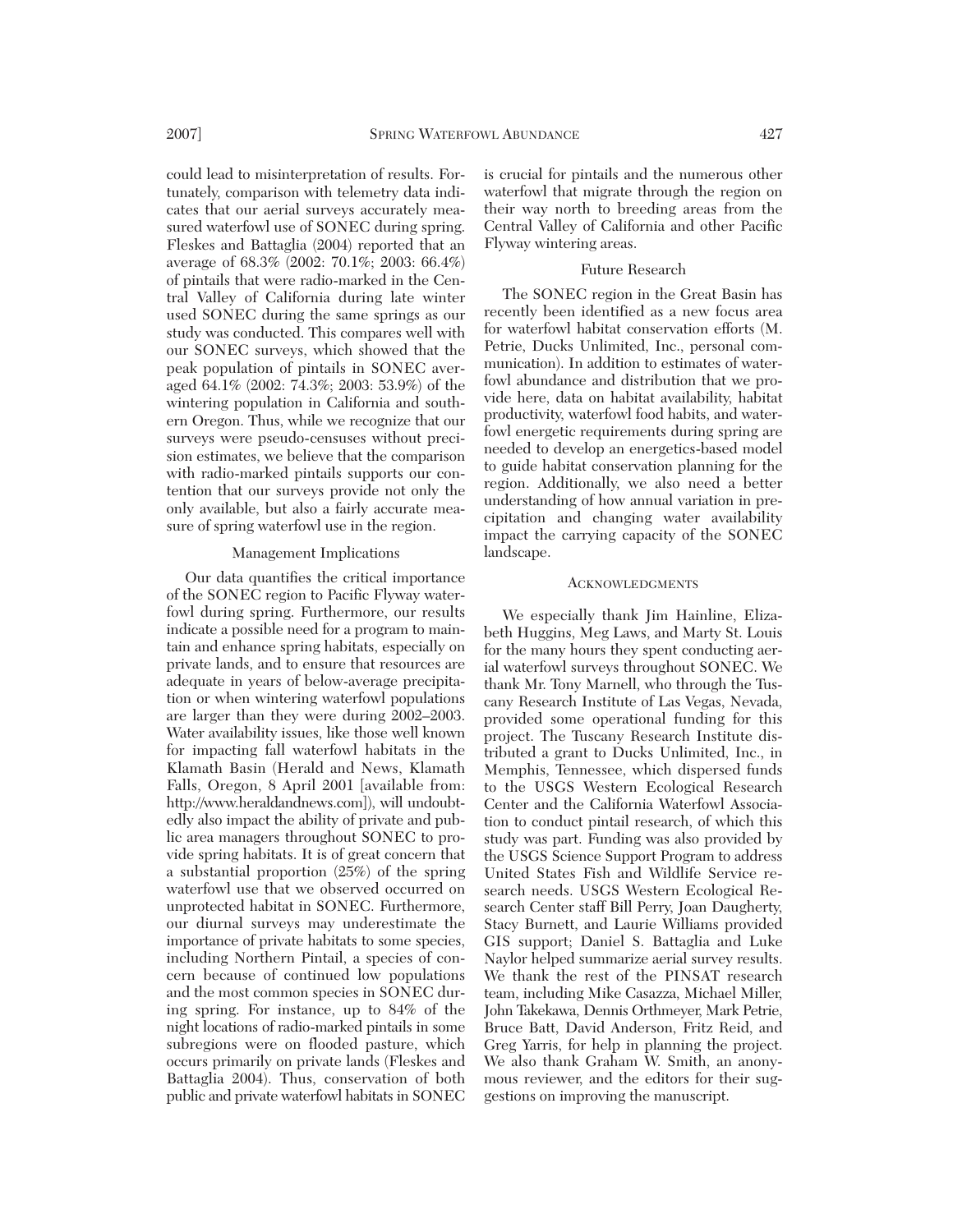could lead to misinterpretation of results. Fortunately, comparison with telemetry data indicates that our aerial surveys accurately measured waterfowl use of SONEC during spring. Fleskes and Battaglia (2004) reported that an average of 68.3% (2002: 70.1%; 2003: 66.4%) of pintails that were radio-marked in the Central Valley of California during late winter used SONEC during the same springs as our study was conducted. This compares well with our SONEC surveys, which showed that the peak population of pintails in SONEC averaged 64.1% (2002: 74.3%; 2003: 53.9%) of the wintering population in California and southern Oregon. Thus, while we recognize that our surveys were pseudo-censuses without precision estimates, we believe that the comparison with radio-marked pintails supports our contention that our surveys provide not only the only available, but also a fairly accurate measure of spring waterfowl use in the region.

### Management Implications

Our data quantifies the critical importance of the SONEC region to Pacific Flyway waterfowl during spring. Furthermore, our results indicate a possible need for a program to maintain and enhance spring habitats, especially on private lands, and to ensure that resources are adequate in years of below-average precipitation or when wintering waterfowl populations are larger than they were during 2002–2003. Water availability issues, like those well known for impacting fall waterfowl habitats in the Klamath Basin (Herald and News, Klamath Falls, Oregon, 8 April 2001 [available from: http://www.heraldandnews.com]), will undoubtedly also impact the ability of private and public area managers throughout SONEC to provide spring habitats. It is of great concern that a substantial proportion (25%) of the spring waterfowl use that we observed occurred on unprotected habitat in SONEC. Furthermore, our diurnal surveys may underestimate the importance of private habitats to some species, including Northern Pintail, a species of concern because of continued low populations and the most common species in SONEC during spring. For instance, up to 84% of the night locations of radio-marked pintails in some subregions were on flooded pasture, which occurs primarily on private lands (Fleskes and Battaglia 2004). Thus, conservation of both public and private waterfowl habitats in SONEC is crucial for pintails and the numerous other waterfowl that migrate through the region on their way north to breeding areas from the Central Valley of California and other Pacific Flyway wintering areas.

### Future Research

The SONEC region in the Great Basin has recently been identified as a new focus area for waterfowl habitat conservation efforts (M. Petrie, Ducks Unlimited, Inc., personal communication). In addition to estimates of waterfowl abundance and distribution that we provide here, data on habitat availability, habitat productivity, waterfowl food habits, and waterfowl energetic requirements during spring are needed to develop an energetics-based model to guide habitat conservation planning for the region. Additionally, we also need a better understanding of how annual variation in precipitation and changing water availability impact the carrying capacity of the SONEC landscape.

## Acknowledgments

We especially thank Jim Hainline, Elizabeth Huggins, Meg Laws, and Marty St. Louis for the many hours they spent conducting aerial waterfowl surveys throughout SONEC. We thank Mr. Tony Marnell, who through the Tuscany Research Institute of Las Vegas, Nevada, provided some operational funding for this project. The Tuscany Research Institute distributed a grant to Ducks Unlimited, Inc., in Memphis, Tennessee, which dispersed funds to the USGS Western Ecological Research Center and the California Waterfowl Association to conduct pintail research, of which this study was part. Funding was also provided by the USGS Science Support Program to address United States Fish and Wildlife Service research needs. USGS Western Ecological Research Center staff Bill Perry, Joan Daugherty, Stacy Burnett, and Laurie Williams provided GIS support; Daniel S. Battaglia and Luke Naylor helped summarize aerial survey results. We thank the rest of the PINSAT research team, including Mike Casazza, Michael Miller, John Takekawa, Dennis Orthmeyer, Mark Petrie, Bruce Batt, David Anderson, Fritz Reid, and Greg Yarris, for help in planning the project. We also thank Graham W. Smith, an anonymous reviewer, and the editors for their suggestions on improving the manuscript.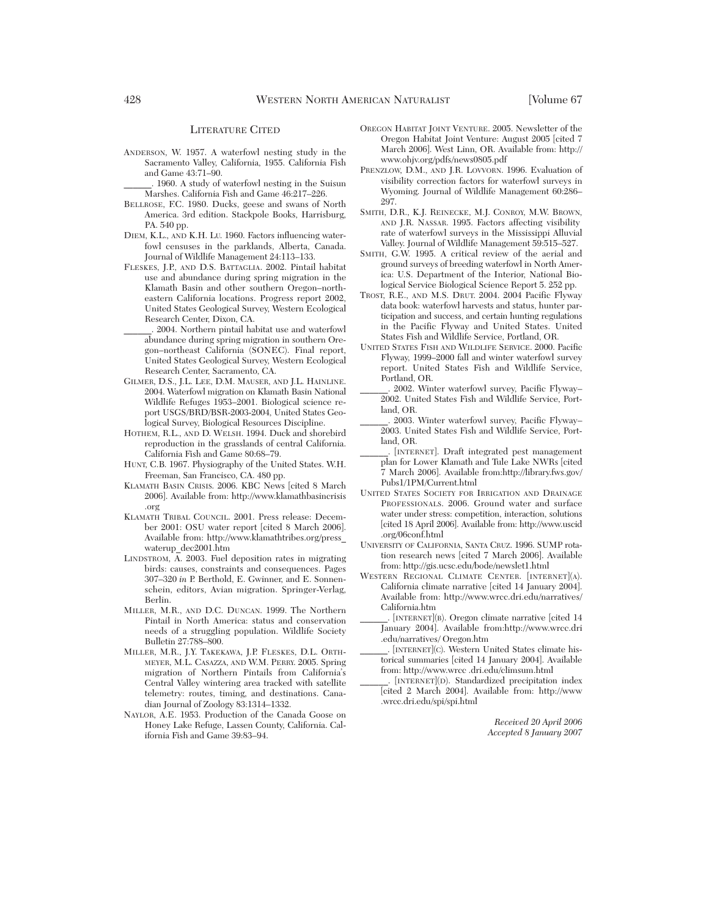## Literature Cited

ANDERSON, W. 1957. A waterfowl nesting study in the Sacramento Valley, California, 1955. California Fish and Game 43:71–90.

______. 1960. A study of waterfowl nesting in the Suisun Marshes. California Fish and Game 46:217–226.

BELLROSE, F.C. 1980. Ducks, geese and swans of North America. 3rd edition. Stackpole Books, Harrisburg, PA. 540 pp.

DIEM, K.L., AND K.H. LU. 1960. Factors influencing waterfowl censuses in the parklands, Alberta, Canada. Journal of Wildlife Management 24:113–133.

FLESKES, J.P., AND D.S. BATTAGLIA. 2002. Pintail habitat use and abundance during spring migration in the Klamath Basin and other southern Oregon–northeastern California locations. Progress report 2002, United States Geological Survey, Western Ecological Research Center, Dixon, CA.

______. 2004. Northern pintail habitat use and waterfowl abundance during spring migration in southern Oregon–northeast California (SONEC). Final report, United States Geological Survey, Western Ecological Research Center, Sacramento, CA.

GILMER, D.S., J.L. LEE, D.M. MAUSER, AND J.L. HAINLINE. 2004. Waterfowl migration on Klamath Basin National Wildlife Refuges 1953–2001. Biological science report USGS/BRD/BSR-2003-2004, United States Geological Survey, Biological Resources Discipline.

HOTHEM, R.L., AND D. WELSH. 1994. Duck and shorebird reproduction in the grasslands of central California. California Fish and Game 80:68–79.

HUNT, C.B. 1967. Physiography of the United States. W.H. Freeman, San Francisco, CA. 480 pp.

KLAMATH BASIN CRISIS. 2006. KBC News [cited 8 March 2006]. Available from: http://www.klamathbasincrisis.org

KLAMATH TRIBAL COUNCIL. 2001. Press release: December 2001: OSU water report [cited 8 March 2006]. Available from: http://www.klamathtribes.org/press_waterup_dec2001.htm

LINDSTROM, A. 2003. Fuel deposition rates in migrating birds: causes, constraints and consequences. Pages 307–320 *in* P. Berthold, E. Gwinner, and E. Sonnenschein, editors, Avian migration. Springer-Verlag, Berlin.

MILLER, M.R., AND D.C. DUNCAN. 1999. The Northern Pintail in North America: status and conservation needs of a struggling population. Wildlife Society Bulletin 27:788–800.

MILLER, M.R., J.Y. TAKEKAWA, J.P. FLESKES, D.L. ORTHMEYER, M.L. CASAZZA, AND W.M. PERRY. 2005. Spring migration of Northern Pintails from California's Central Valley wintering area tracked with satellite telemetry: routes, timing, and destinations. Canadian Journal of Zoology 83:1314–1332.

NAYLOR, A.E. 1953. Production of the Canada Goose on Honey Lake Refuge, Lassen County, California. California Fish and Game 39:83–94.

OREGON HABITAT JOINT VENTURE. 2005. Newsletter of the Oregon Habitat Joint Venture: August 2005 [cited 7 March 2006]. West Linn, OR. Available from: http://www.ohjv.org/pdfs/news0805.pdf

PRENZLOW, D.M., AND J.R. LOVVORN. 1996. Evaluation of visibility correction factors for waterfowl surveys in Wyoming. Journal of Wildlife Management 60:286–297.

SMITH, D.R., K.J. REINECKE, M.J. CONROY, M.W. BROWN, AND J.R. NASSAR. 1995. Factors affecting visibility rate of waterfowl surveys in the Mississippi Alluvial Valley. Journal of Wildlife Management 59:515–527.

SMITH, G.W. 1995. A critical review of the aerial and ground surveys of breeding waterfowl in North America: U.S. Department of the Interior, National Biological Service Biological Science Report 5. 252 pp.

TROST, R.E., AND M.S. DRUT. 2004. 2004 Pacific Flyway data book: waterfowl harvests and status, hunter participation and success, and certain hunting regulations in the Pacific Flyway and United States. United States Fish and Wildlife Service, Portland, OR.

UNITED STATES FISH AND WILDLIFE SERVICE. 2000. Pacific Flyway, 1999–2000 fall and winter waterfowl survey report. United States Fish and Wildlife Service, Portland, OR.

______. 2002. Winter waterfowl survey, Pacific Flyway–2002. United States Fish and Wildlife Service, Portland, OR.

______. 2003. Winter waterfowl survey, Pacific Flyway–2003. United States Fish and Wildlife Service, Portland, OR.

______. [INTERNET]. Draft integrated pest management plan for Lower Klamath and Tule Lake NWRs [cited 7 March 2006]. Available from:http://library.fws.gov/Pubs1/1PM/Current.html

UNITED STATES SOCIETY FOR IRRIGATION AND DRAINAGE PROFESSIONALS. 2006. Ground water and surface water under stress: competition, interaction, solutions [cited 18 April 2006]. Available from: http://www.uscid.org/06conf.html

UNIVERSITY OF CALIFORNIA, SANTA CRUZ. 1996. SUMP rotation research news [cited 7 March 2006]. Available from: http://gis.ucsc.edu/bode/newslet1.html

WESTERN REGIONAL CLIMATE CENTER. [INTERNET](A). California climate narrative [cited 14 January 2004]. Available from: http://www.wrcc.dri.edu/narratives/California.htm

______. [INTERNET](B). Oregon climate narrative [cited 14 January 2004]. Available from:http://www.wrcc.dri.edu/narratives/ Oregon.htm

______. [INTERNET](C). Western United States climate historical summaries [cited 14 January 2004]. Available from: http://www.wrcc .dri.edu/climsum.html

______. [INTERNET](D). Standardized precipitation index [cited 2 March 2004]. Available from: http://www.wrcc.dri.edu/spi/spi.html

*Received 20 April 2006*
*Accepted 8 January 2007*